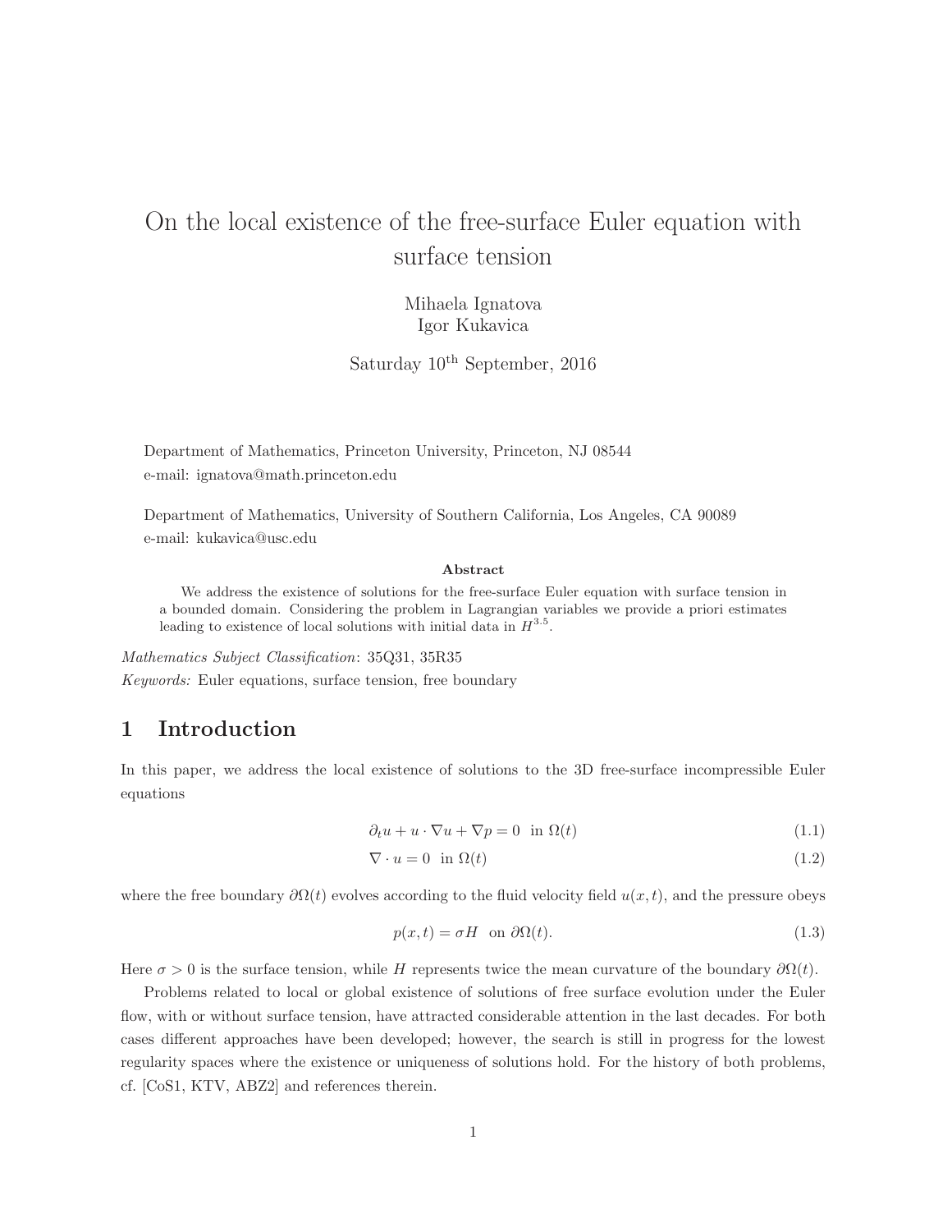# On the local existence of the free-surface Euler equation with surface tension

Mihaela Ignatova
Igor Kukavica

Saturday 10[th] September, 2016

Department of Mathematics, Princeton University, Princeton, NJ 08544
e-mail: ignatova@math.princeton.edu

Department of Mathematics, University of Southern California, Los Angeles, CA 90089
e-mail: kukavica@usc.edu

**Abstract**

We address the existence of solutions for the free-surface Euler equation with surface tension in a bounded domain. Considering the problem in Lagrangian variables we provide a priori estimates leading to existence of local solutions with initial data in $H^{3.5}$.

*Mathematics Subject Classification*: 35Q31, 35R35

*Keywords:* Euler equations, surface tension, free boundary

## 1 Introduction

In this paper, we address the local existence of solutions to the 3D free-surface incompressible Euler equations

$$\partial_t u + u \cdot \nabla u + \nabla p = 0 \quad \text{in } \Omega(t) \tag{1.1}$$

$$\nabla \cdot u = 0 \quad \text{in } \Omega(t) \tag{1.2}$$

where the free boundary $\partial\Omega(t)$ evolves according to the fluid velocity field $u(x,t)$, and the pressure obeys

$$p(x,t) = \sigma H \quad \text{on } \partial\Omega(t). \tag{1.3}$$

Here $\sigma > 0$ is the surface tension, while $H$ represents twice the mean curvature of the boundary $\partial\Omega(t)$.

Problems related to local or global existence of solutions of free surface evolution under the Euler flow, with or without surface tension, have attracted considerable attention in the last decades. For both cases different approaches have been developed; however, the search is still in progress for the lowest regularity spaces where the existence or uniqueness of solutions hold. For the history of both problems, cf. [CoS1, KTV, ABZ2] and references therein.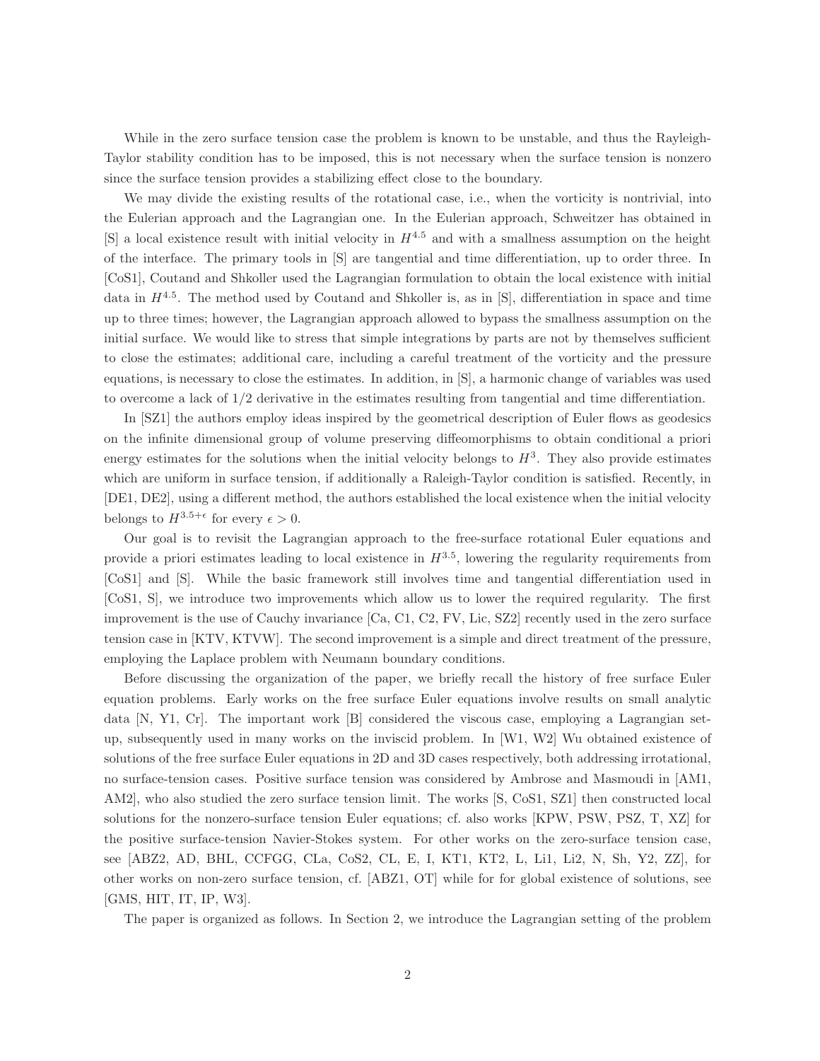While in the zero surface tension case the problem is known to be unstable, and thus the Rayleigh-Taylor stability condition has to be imposed, this is not necessary when the surface tension is nonzero since the surface tension provides a stabilizing effect close to the boundary.

We may divide the existing results of the rotational case, i.e., when the vorticity is nontrivial, into the Eulerian approach and the Lagrangian one. In the Eulerian approach, Schweitzer has obtained in [S] a local existence result with initial velocity in $H^{4.5}$ and with a smallness assumption on the height of the interface. The primary tools in [S] are tangential and time differentiation, up to order three. In [CoS1], Coutand and Shkoller used the Lagrangian formulation to obtain the local existence with initial data in $H^{4.5}$. The method used by Coutand and Shkoller is, as in [S], differentiation in space and time up to three times; however, the Lagrangian approach allowed to bypass the smallness assumption on the initial surface. We would like to stress that simple integrations by parts are not by themselves sufficient to close the estimates; additional care, including a careful treatment of the vorticity and the pressure equations, is necessary to close the estimates. In addition, in [S], a harmonic change of variables was used to overcome a lack of $1/2$ derivative in the estimates resulting from tangential and time differentiation.

In [SZ1] the authors employ ideas inspired by the geometrical description of Euler flows as geodesics on the infinite dimensional group of volume preserving diffeomorphisms to obtain conditional a priori energy estimates for the solutions when the initial velocity belongs to $H^3$. They also provide estimates which are uniform in surface tension, if additionally a Raleigh-Taylor condition is satisfied. Recently, in [DE1, DE2], using a different method, the authors established the local existence when the initial velocity belongs to $H^{3.5+\epsilon}$ for every $\epsilon > 0$.

Our goal is to revisit the Lagrangian approach to the free-surface rotational Euler equations and provide a priori estimates leading to local existence in $H^{3.5}$, lowering the regularity requirements from [CoS1] and [S]. While the basic framework still involves time and tangential differentiation used in [CoS1, S], we introduce two improvements which allow us to lower the required regularity. The first improvement is the use of Cauchy invariance [Ca, C1, C2, FV, Lic, SZ2] recently used in the zero surface tension case in [KTV, KTVW]. The second improvement is a simple and direct treatment of the pressure, employing the Laplace problem with Neumann boundary conditions.

Before discussing the organization of the paper, we briefly recall the history of free surface Euler equation problems. Early works on the free surface Euler equations involve results on small analytic data [N, Y1, Cr]. The important work [B] considered the viscous case, employing a Lagrangian set-up, subsequently used in many works on the inviscid problem. In [W1, W2] Wu obtained existence of solutions of the free surface Euler equations in 2D and 3D cases respectively, both addressing irrotational, no surface-tension cases. Positive surface tension was considered by Ambrose and Masmoudi in [AM1, AM2], who also studied the zero surface tension limit. The works [S, CoS1, SZ1] then constructed local solutions for the nonzero-surface tension Euler equations; cf. also works [KPW, PSW, PSZ, T, XZ] for the positive surface-tension Navier-Stokes system. For other works on the zero-surface tension case, see [ABZ2, AD, BHL, CCFGG, CLa, CoS2, CL, E, I, KT1, KT2, L, Li1, Li2, N, Sh, Y2, ZZ], for other works on non-zero surface tension, cf. [ABZ1, OT] while for for global existence of solutions, see [GMS, HIT, IT, IP, W3].

The paper is organized as follows. In Section 2, we introduce the Lagrangian setting of the problem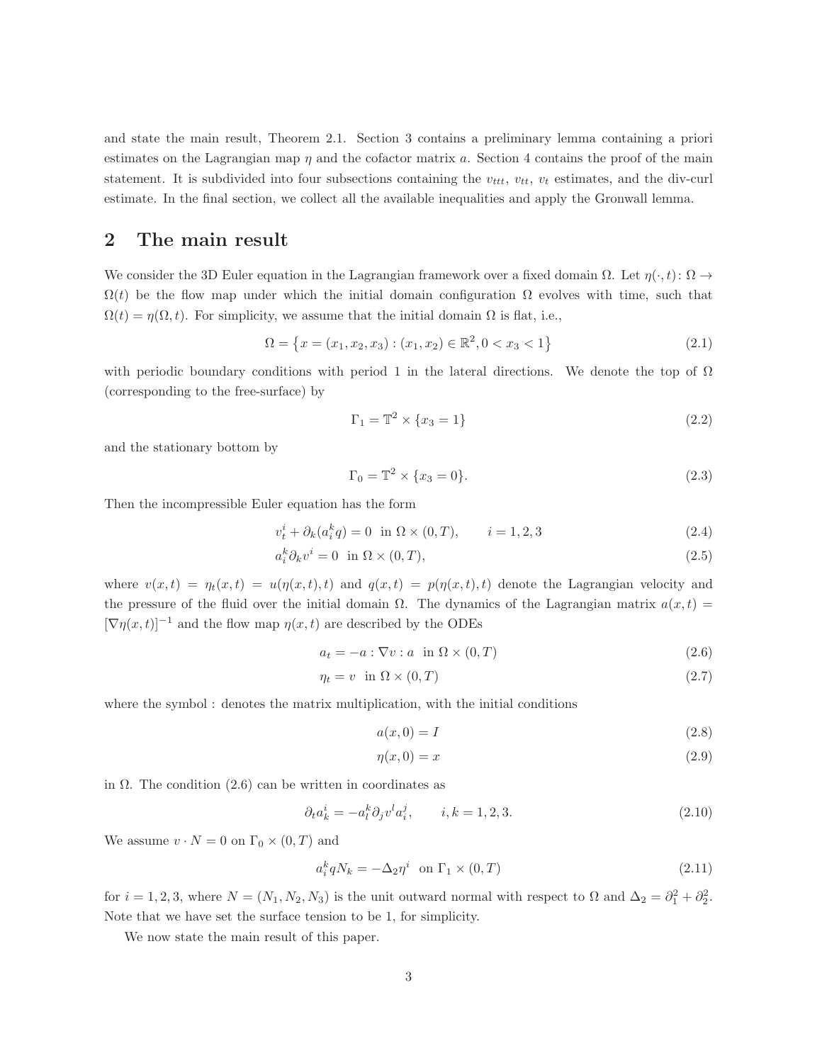and state the main result, Theorem 2.1. Section 3 contains a preliminary lemma containing a priori estimates on the Lagrangian map $\eta$ and the cofactor matrix $a$. Section 4 contains the proof of the main statement. It is subdivided into four subsections containing the $v_{ttt}$, $v_{tt}$, $v_t$ estimates, and the div-curl estimate. In the final section, we collect all the available inequalities and apply the Gronwall lemma.

# 2 The main result

We consider the 3D Euler equation in the Lagrangian framework over a fixed domain $\Omega$. Let $\eta(\cdot, t) \colon \Omega \to \Omega(t)$ be the flow map under which the initial domain configuration $\Omega$ evolves with time, such that $\Omega(t) = \eta(\Omega, t)$. For simplicity, we assume that the initial domain $\Omega$ is flat, i.e.,

$$\Omega = \{x = (x_1, x_2, x_3) : (x_1, x_2) \in \mathbb{R}^2, 0 < x_3 < 1\} \tag{2.1}$$

with periodic boundary conditions with period 1 in the lateral directions. We denote the top of $\Omega$ (corresponding to the free-surface) by

$$\Gamma_1 = \mathbb{T}^2 \times \{x_3 = 1\} \tag{2.2}$$

and the stationary bottom by

$$\Gamma_0 = \mathbb{T}^2 \times \{x_3 = 0\}. \tag{2.3}$$

Then the incompressible Euler equation has the form

$$v_t^i + \partial_k(a_i^k q) = 0 \ \text{ in } \Omega \times (0, T), \qquad i = 1, 2, 3 \tag{2.4}$$

$$a_i^k \partial_k v^i = 0 \ \text{ in } \Omega \times (0, T), \tag{2.5}$$

where $v(x, t) = \eta_t(x, t) = u(\eta(x, t), t)$ and $q(x, t) = p(\eta(x, t), t)$ denote the Lagrangian velocity and the pressure of the fluid over the initial domain $\Omega$. The dynamics of the Lagrangian matrix $a(x, t) = [\nabla \eta(x, t)]^{-1}$ and the flow map $\eta(x, t)$ are described by the ODEs

$$a_t = -a : \nabla v : a \ \text{ in } \Omega \times (0, T) \tag{2.6}$$

$$\eta_t = v \ \text{ in } \Omega \times (0, T) \tag{2.7}$$

where the symbol : denotes the matrix multiplication, with the initial conditions

$$a(x, 0) = I \tag{2.8}$$

$$\eta(x, 0) = x \tag{2.9}$$

in $\Omega$. The condition (2.6) can be written in coordinates as

$$\partial_t a_k^i = -a_l^k \partial_j v^l a_i^j, \qquad i, k = 1, 2, 3. \tag{2.10}$$

We assume $v \cdot N = 0$ on $\Gamma_0 \times (0, T)$ and

$$a_i^k q N_k = -\Delta_2 \eta^i \ \text{ on } \Gamma_1 \times (0, T) \tag{2.11}$$

for $i = 1, 2, 3$, where $N = (N_1, N_2, N_3)$ is the unit outward normal with respect to $\Omega$ and $\Delta_2 = \partial_1^2 + \partial_2^2$. Note that we have set the surface tension to be 1, for simplicity.

We now state the main result of this paper.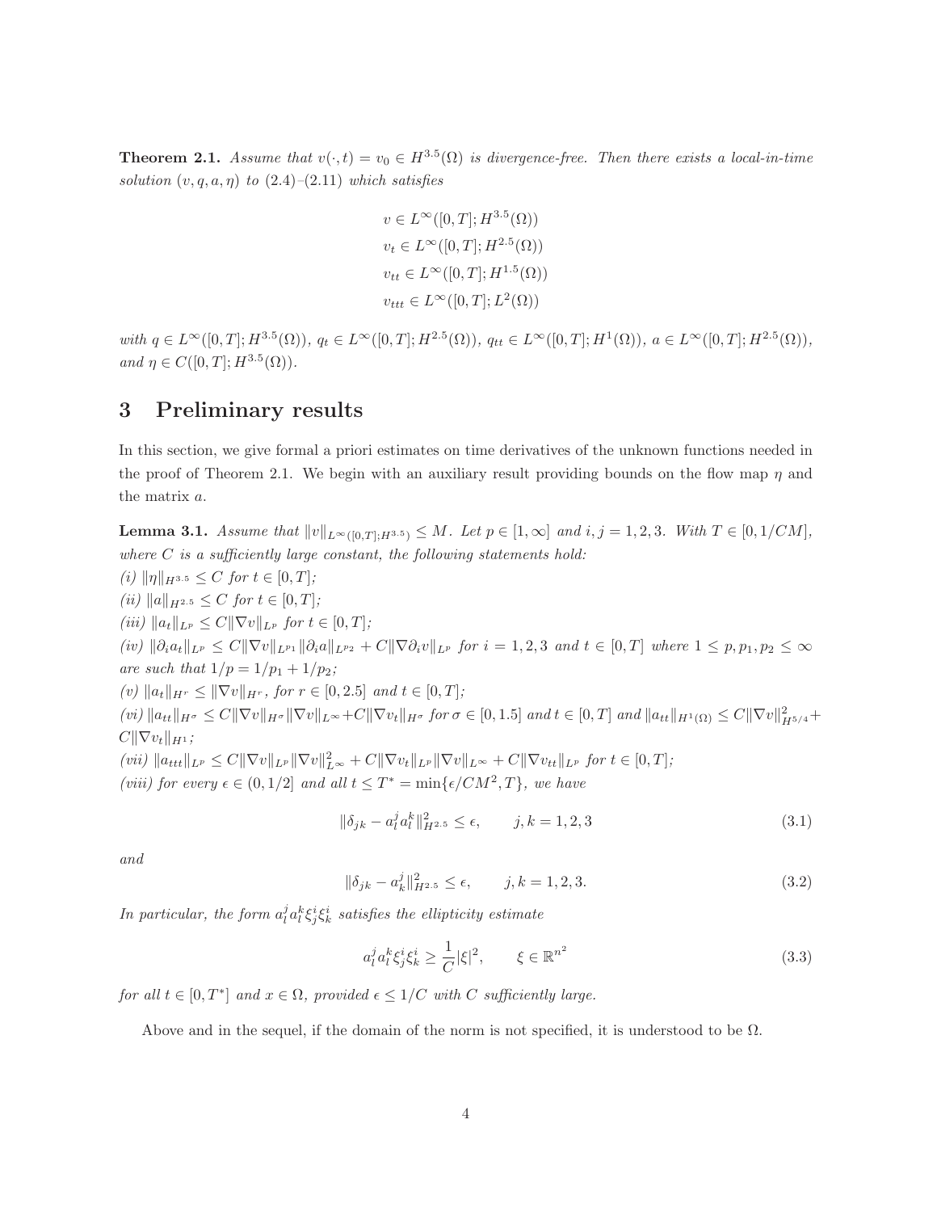**Theorem 2.1.** *Assume that $v(\cdot,t) = v_0 \in H^{3.5}(\Omega)$ is divergence-free. Then there exists a local-in-time solution $(v, q, a, \eta)$ to (2.4)–(2.11) which satisfies*

$$
\begin{aligned}
&v \in L^\infty([0,T]; H^{3.5}(\Omega))\\
&v_t \in L^\infty([0,T]; H^{2.5}(\Omega))\\
&v_{tt} \in L^\infty([0,T]; H^{1.5}(\Omega))\\
&v_{ttt} \in L^\infty([0,T]; L^2(\Omega))
\end{aligned}
$$

*with $q \in L^\infty([0,T]; H^{3.5}(\Omega))$, $q_t \in L^\infty([0,T]; H^{2.5}(\Omega))$, $q_{tt} \in L^\infty([0,T]; H^1(\Omega))$, $a \in L^\infty([0,T]; H^{2.5}(\Omega))$, and $\eta \in C([0,T]; H^{3.5}(\Omega))$.*

# 3 Preliminary results

In this section, we give formal a priori estimates on time derivatives of the unknown functions needed in the proof of Theorem 2.1. We begin with an auxiliary result providing bounds on the flow map $\eta$ and the matrix $a$.

**Lemma 3.1.** *Assume that $\|v\|_{L^\infty([0,T];H^{3.5})} \le M$. Let $p \in [1,\infty]$ and $i,j = 1,2,3$. With $T \in [0, 1/CM]$, where $C$ is a sufficiently large constant, the following statements hold:*
*(i) $\|\eta\|_{H^{3.5}} \le C$ for $t \in [0,T]$;*
*(ii) $\|a\|_{H^{2.5}} \le C$ for $t \in [0,T]$;*
*(iii) $\|a_t\|_{L^p} \le C\|\nabla v\|_{L^p}$ for $t \in [0,T]$;*
*(iv) $\|\partial_i a_t\|_{L^p} \le C\|\nabla v\|_{L^{p_1}}\|\partial_i a\|_{L^{p_2}} + C\|\nabla \partial_i v\|_{L^p}$ for $i = 1,2,3$ and $t \in [0,T]$ where $1 \le p, p_1, p_2 \le \infty$ are such that $1/p = 1/p_1 + 1/p_2$;*
*(v) $\|a_t\|_{H^r} \le \|\nabla v\|_{H^r}$, for $r \in [0, 2.5]$ and $t \in [0,T]$;*
*(vi) $\|a_{tt}\|_{H^\sigma} \le C\|\nabla v\|_{H^\sigma}\|\nabla v\|_{L^\infty} + C\|\nabla v_t\|_{H^\sigma}$ for $\sigma \in [0, 1.5]$ and $t \in [0,T]$ and $\|a_{tt}\|_{H^1(\Omega)} \le C\|\nabla v\|^2_{H^{5/4}} + C\|\nabla v_t\|_{H^1}$;*
*(vii) $\|a_{ttt}\|_{L^p} \le C\|\nabla v\|_{L^p}\|\nabla v\|^2_{L^\infty} + C\|\nabla v_t\|_{L^p}\|\nabla v\|_{L^\infty} + C\|\nabla v_{tt}\|_{L^p}$ for $t \in [0,T]$;*
*(viii) for every $\epsilon \in (0, 1/2]$ and all $t \le T^* = \min\{\epsilon/CM^2, T\}$, we have*

$$
\|\delta_{jk} - a^j_l a^k_l\|^2_{H^{2.5}} \le \epsilon, \qquad j,k = 1,2,3 \tag{3.1}
$$

*and*

$$
\|\delta_{jk} - a^j_k\|^2_{H^{2.5}} \le \epsilon, \qquad j,k = 1,2,3. \tag{3.2}
$$

*In particular, the form $a^j_l a^k_l \xi^i_j \xi^i_k$ satisfies the ellipticity estimate*

$$
a^j_l a^k_l \xi^i_j \xi^i_k \ge \frac{1}{C}|\xi|^2, \qquad \xi \in \mathbb{R}^{n^2} \tag{3.3}
$$

*for all $t \in [0,T^*]$ and $x \in \Omega$, provided $\epsilon \le 1/C$ with $C$ sufficiently large.*

Above and in the sequel, if the domain of the norm is not specified, it is understood to be $\Omega$.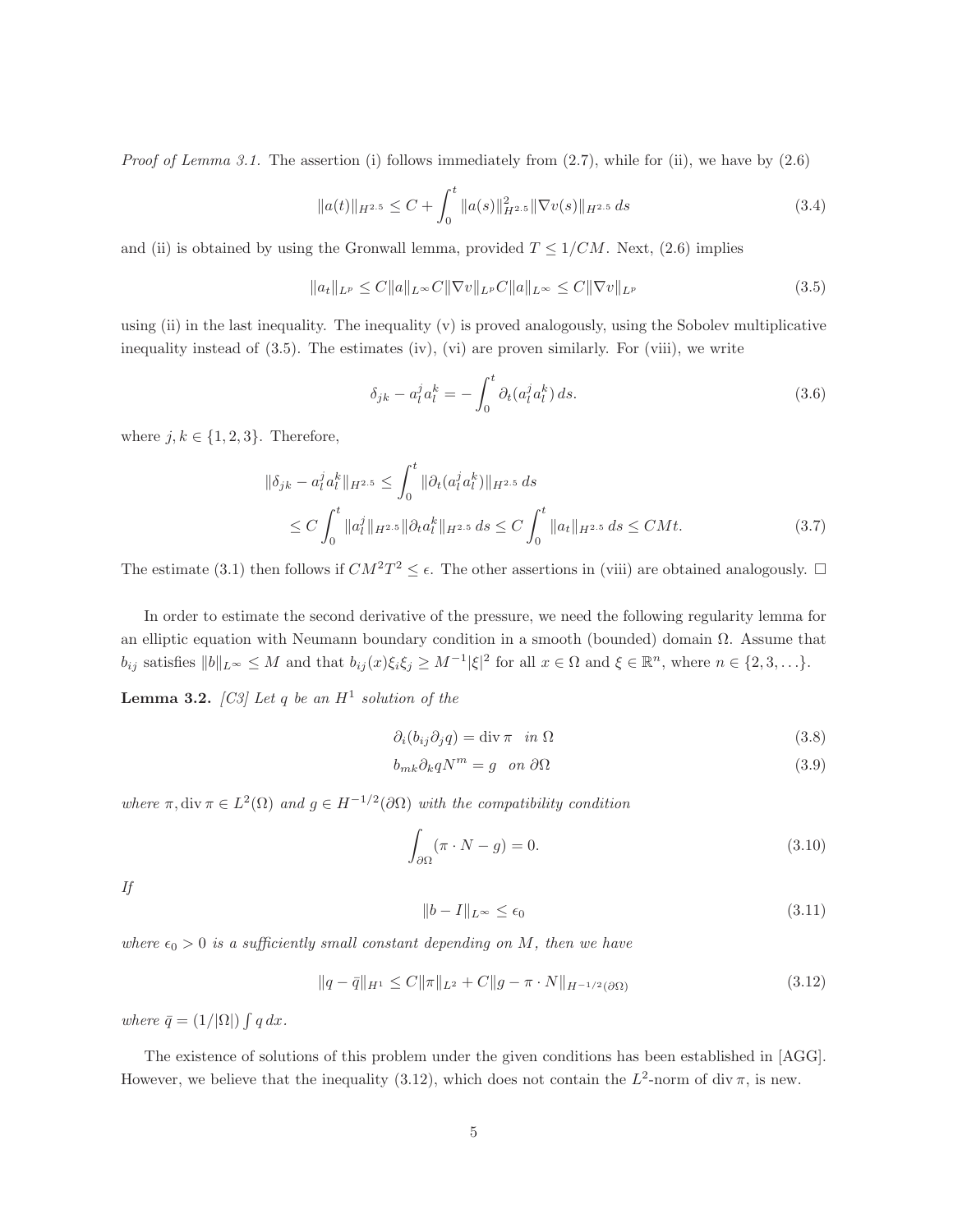*Proof of Lemma 3.1.* The assertion (i) follows immediately from (2.7), while for (ii), we have by (2.6)

$$\|a(t)\|_{H^{2.5}} \leq C + \int_0^t \|a(s)\|_{H^{2.5}}^2 \|\nabla v(s)\|_{H^{2.5}}\, ds \tag{3.4}$$

and (ii) is obtained by using the Gronwall lemma, provided $T \leq 1/CM$. Next, (2.6) implies

$$\|a_t\|_{L^p} \leq C\|a\|_{L^\infty} C\|\nabla v\|_{L^p} C\|a\|_{L^\infty} \leq C\|\nabla v\|_{L^p} \tag{3.5}$$

using (ii) in the last inequality. The inequality (v) is proved analogously, using the Sobolev multiplicative inequality instead of (3.5). The estimates (iv), (vi) are proven similarly. For (viii), we write

$$\delta_{jk} - a_l^j a_l^k = -\int_0^t \partial_t(a_l^j a_l^k)\, ds. \tag{3.6}$$

where $j, k \in \{1, 2, 3\}$. Therefore,

$$\begin{aligned}\|\delta_{jk} - a_l^j a_l^k\|_{H^{2.5}} &\leq \int_0^t \|\partial_t(a_l^j a_l^k)\|_{H^{2.5}}\, ds \\ &\leq C\int_0^t \|a_l^j\|_{H^{2.5}} \|\partial_t a_l^k\|_{H^{2.5}}\, ds \leq C\int_0^t \|a_t\|_{H^{2.5}}\, ds \leq CMt.\end{aligned} \tag{3.7}$$

The estimate (3.1) then follows if $CM^2T^2 \leq \epsilon$. The other assertions in (viii) are obtained analogously. $\square$

In order to estimate the second derivative of the pressure, we need the following regularity lemma for an elliptic equation with Neumann boundary condition in a smooth (bounded) domain $\Omega$. Assume that $b_{ij}$ satisfies $\|b\|_{L^\infty} \leq M$ and that $b_{ij}(x)\xi_i\xi_j \geq M^{-1}|\xi|^2$ for all $x \in \Omega$ and $\xi \in \mathbb{R}^n$, where $n \in \{2, 3, \ldots\}$.

**Lemma 3.2.** *[C3] Let $q$ be an $H^1$ solution of the*

$$\partial_i(b_{ij}\partial_j q) = \operatorname{div} \pi \quad \text{in } \Omega \tag{3.8}$$

$$b_{mk}\partial_k q N^m = g \quad \text{on } \partial\Omega \tag{3.9}$$

*where $\pi, \operatorname{div} \pi \in L^2(\Omega)$ and $g \in H^{-1/2}(\partial\Omega)$ with the compatibility condition*

$$\int_{\partial\Omega} (\pi \cdot N - g) = 0. \tag{3.10}$$

*If*

$$\|b - I\|_{L^\infty} \leq \epsilon_0 \tag{3.11}$$

*where $\epsilon_0 > 0$ is a sufficiently small constant depending on $M$, then we have*

$$\|q - \bar{q}\|_{H^1} \leq C\|\pi\|_{L^2} + C\|g - \pi \cdot N\|_{H^{-1/2}(\partial\Omega)} \tag{3.12}$$

*where $\bar{q} = (1/|\Omega|)\int q\, dx$.*

The existence of solutions of this problem under the given conditions has been established in [AGG]. However, we believe that the inequality (3.12), which does not contain the $L^2$-norm of $\operatorname{div} \pi$, is new.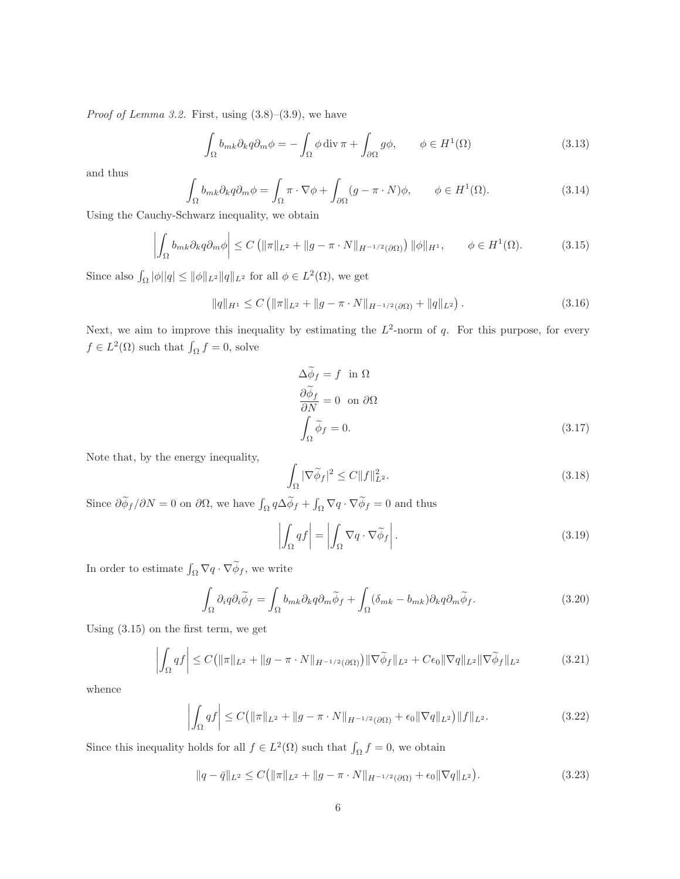*Proof of Lemma 3.2.* First, using (3.8)–(3.9), we have

$$\int_\Omega b_{mk}\partial_k q \partial_m \phi = -\int_\Omega \phi \operatorname{div} \pi + \int_{\partial\Omega} g\phi, \qquad \phi \in H^1(\Omega) \tag{3.13}$$

and thus

$$\int_\Omega b_{mk}\partial_k q \partial_m \phi = \int_\Omega \pi \cdot \nabla \phi + \int_{\partial\Omega} (g - \pi \cdot N)\phi, \qquad \phi \in H^1(\Omega). \tag{3.14}$$

Using the Cauchy-Schwarz inequality, we obtain

$$\left| \int_\Omega b_{mk}\partial_k q \partial_m \phi \right| \le C\left( \|\pi\|_{L^2} + \|g - \pi \cdot N\|_{H^{-1/2}(\partial\Omega)} \right) \|\phi\|_{H^1}, \qquad \phi \in H^1(\Omega). \tag{3.15}$$

Since also $\int_\Omega |\phi||q| \le \|\phi\|_{L^2}\|q\|_{L^2}$ for all $\phi \in L^2(\Omega)$, we get

$$\|q\|_{H^1} \le C\left( \|\pi\|_{L^2} + \|g - \pi \cdot N\|_{H^{-1/2}(\partial\Omega)} + \|q\|_{L^2} \right). \tag{3.16}$$

Next, we aim to improve this inequality by estimating the $L^2$-norm of $q$. For this purpose, for every $f \in L^2(\Omega)$ such that $\int_\Omega f = 0$, solve

$$\begin{aligned} &\Delta \widetilde{\phi}_f = f \quad \text{in } \Omega \\ &\frac{\partial \widetilde{\phi}_f}{\partial N} = 0 \quad \text{on } \partial\Omega \\ &\int_\Omega \widetilde{\phi}_f = 0. \end{aligned} \tag{3.17}$$

Note that, by the energy inequality,

$$\int_\Omega |\nabla \widetilde{\phi}_f|^2 \le C\|f\|_{L^2}^2. \tag{3.18}$$

Since $\partial\widetilde{\phi}_f/\partial N = 0$ on $\partial\Omega$, we have $\int_\Omega q\Delta\widetilde{\phi}_f + \int_\Omega \nabla q \cdot \nabla\widetilde{\phi}_f = 0$ and thus

$$\left| \int_\Omega qf \right| = \left| \int_\Omega \nabla q \cdot \nabla \widetilde{\phi}_f \right|. \tag{3.19}$$

In order to estimate $\int_\Omega \nabla q \cdot \nabla\widetilde{\phi}_f$, we write

$$\int_\Omega \partial_i q \partial_i \widetilde{\phi}_f = \int_\Omega b_{mk}\partial_k q \partial_m \widetilde{\phi}_f + \int_\Omega (\delta_{mk} - b_{mk})\partial_k q \partial_m \widetilde{\phi}_f. \tag{3.20}$$

Using (3.15) on the first term, we get

$$\left| \int_\Omega qf \right| \le C\big( \|\pi\|_{L^2} + \|g - \pi \cdot N\|_{H^{-1/2}(\partial\Omega)} \big) \|\nabla\widetilde{\phi}_f\|_{L^2} + C\epsilon_0 \|\nabla q\|_{L^2}\|\nabla\widetilde{\phi}_f\|_{L^2} \tag{3.21}$$

whence

$$\left| \int_\Omega qf \right| \le C\big( \|\pi\|_{L^2} + \|g - \pi \cdot N\|_{H^{-1/2}(\partial\Omega)} + \epsilon_0\|\nabla q\|_{L^2} \big) \|f\|_{L^2}. \tag{3.22}$$

Since this inequality holds for all $f \in L^2(\Omega)$ such that $\int_\Omega f = 0$, we obtain

$$\|q - \bar{q}\|_{L^2} \le C\big( \|\pi\|_{L^2} + \|g - \pi \cdot N\|_{H^{-1/2}(\partial\Omega)} + \epsilon_0\|\nabla q\|_{L^2} \big). \tag{3.23}$$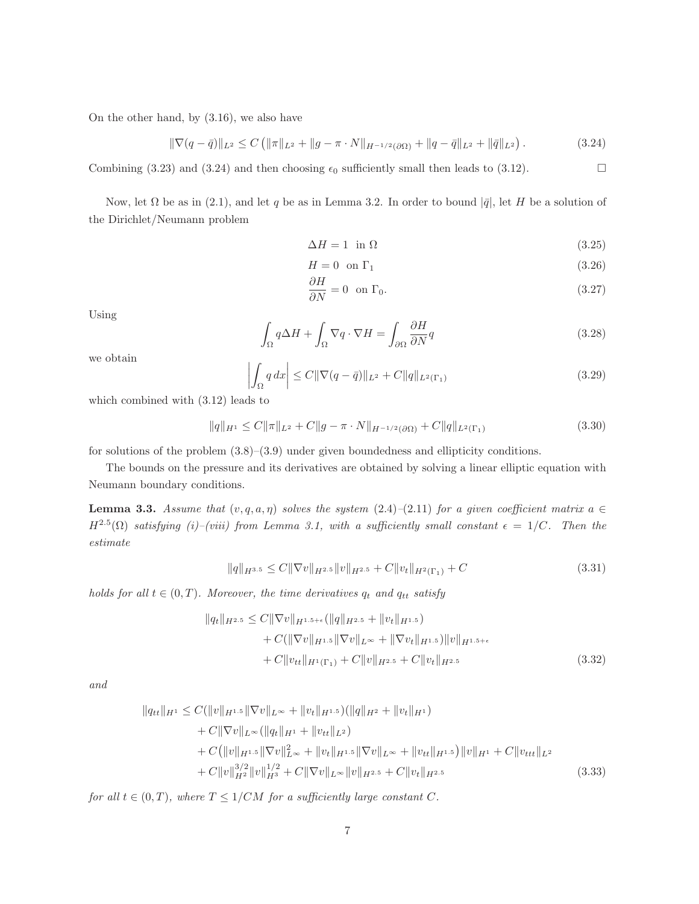On the other hand, by (3.16), we also have

$$\|\nabla(q-\bar{q})\|_{L^2} \leq C\left(\|\pi\|_{L^2} + \|g-\pi\cdot N\|_{H^{-1/2}(\partial\Omega)} + \|q-\bar{q}\|_{L^2} + \|\bar{q}\|_{L^2}\right). \tag{3.24}$$

Combining (3.23) and (3.24) and then choosing $\epsilon_0$ sufficiently small then leads to (3.12). $\square$

Now, let $\Omega$ be as in (2.1), and let $q$ be as in Lemma 3.2. In order to bound $|\bar{q}|$, let $H$ be a solution of the Dirichlet/Neumann problem

$$\Delta H = 1 \quad \text{in } \Omega \tag{3.25}$$

$$H = 0 \quad \text{on } \Gamma_1 \tag{3.26}$$

$$\frac{\partial H}{\partial N} = 0 \quad \text{on } \Gamma_0. \tag{3.27}$$

Using

$$\int_\Omega q\Delta H + \int_\Omega \nabla q\cdot\nabla H = \int_{\partial\Omega}\frac{\partial H}{\partial N}q \tag{3.28}$$

we obtain

$$\left|\int_\Omega q\,dx\right| \leq C\|\nabla(q-\bar{q})\|_{L^2} + C\|q\|_{L^2(\Gamma_1)} \tag{3.29}$$

which combined with (3.12) leads to

$$\|q\|_{H^1} \leq C\|\pi\|_{L^2} + C\|g-\pi\cdot N\|_{H^{-1/2}(\partial\Omega)} + C\|q\|_{L^2(\Gamma_1)} \tag{3.30}$$

for solutions of the problem (3.8)–(3.9) under given boundedness and ellipticity conditions.

The bounds on the pressure and its derivatives are obtained by solving a linear elliptic equation with Neumann boundary conditions.

**Lemma 3.3.** *Assume that $(v,q,a,\eta)$ solves the system (2.4)–(2.11) for a given coefficient matrix $a\in H^{2.5}(\Omega)$ satisfying (i)–(viii) from Lemma 3.1, with a sufficiently small constant $\epsilon = 1/C$. Then the estimate*

$$\|q\|_{H^{3.5}} \leq C\|\nabla v\|_{H^{2.5}}\|v\|_{H^{2.5}} + C\|v_t\|_{H^2(\Gamma_1)} + C \tag{3.31}$$

*holds for all $t\in(0,T)$. Moreover, the time derivatives $q_t$ and $q_{tt}$ satisfy*

$$\begin{aligned}
\|q_t\|_{H^{2.5}} \leq\ & C\|\nabla v\|_{H^{1.5+\epsilon}}(\|q\|_{H^{2.5}} + \|v_t\|_{H^{1.5}}) \\
& + C(\|\nabla v\|_{H^{1.5}}\|\nabla v\|_{L^\infty} + \|\nabla v_t\|_{H^{1.5}})\|v\|_{H^{1.5+\epsilon}} \\
& + C\|v_{tt}\|_{H^1(\Gamma_1)} + C\|v\|_{H^{2.5}} + C\|v_t\|_{H^{2.5}}
\end{aligned} \tag{3.32}$$

*and*

$$\begin{aligned}
\|q_{tt}\|_{H^1} \leq\ & C(\|v\|_{H^{1.5}}\|\nabla v\|_{L^\infty} + \|v_t\|_{H^{1.5}})(\|q\|_{H^2} + \|v_t\|_{H^1}) \\
& + C\|\nabla v\|_{L^\infty}(\|q_t\|_{H^1} + \|v_{tt}\|_{L^2}) \\
& + C\big(\|v\|_{H^{1.5}}\|\nabla v\|_{L^\infty}^2 + \|v_t\|_{H^{1.5}}\|\nabla v\|_{L^\infty} + \|v_{tt}\|_{H^{1.5}}\big)\|v\|_{H^1} + C\|v_{ttt}\|_{L^2} \\
& + C\|v\|_{H^2}^{3/2}\|v\|_{H^3}^{1/2} + C\|\nabla v\|_{L^\infty}\|v\|_{H^{2.5}} + C\|v_t\|_{H^{2.5}}
\end{aligned} \tag{3.33}$$

*for all $t\in(0,T)$, where $T\leq 1/CM$ for a sufficiently large constant $C$.*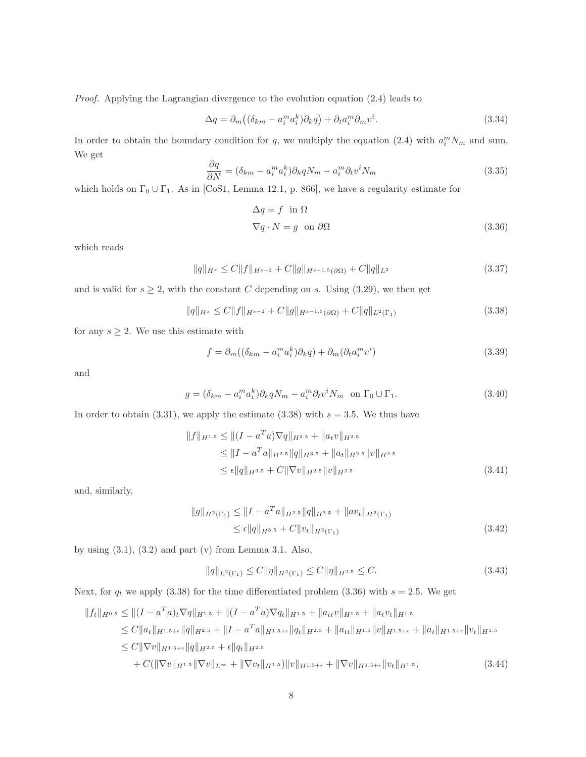*Proof.* Applying the Lagrangian divergence to the evolution equation (2.4) leads to

$$\Delta q = \partial_m\big((\delta_{km} - a_i^m a_i^k)\partial_k q\big) + \partial_t a_i^m \partial_m v^i. \tag{3.34}$$

In order to obtain the boundary condition for $q$, we multiply the equation (2.4) with $a_i^m N_m$ and sum. We get

$$\frac{\partial q}{\partial N} = (\delta_{km} - a_i^m a_i^k)\partial_k q N_m - a_i^m \partial_t v^i N_m \tag{3.35}$$

which holds on $\Gamma_0 \cup \Gamma_1$. As in [CoS1, Lemma 12.1, p. 866], we have a regularity estimate for

$$\begin{aligned} \Delta q &= f \ \text{ in } \Omega \\ \nabla q \cdot N &= g \ \text{ on } \partial\Omega \end{aligned} \tag{3.36}$$

which reads

$$\|q\|_{H^s} \le C\|f\|_{H^{s-2}} + C\|g\|_{H^{s-1.5}(\partial\Omega)} + C\|q\|_{L^2} \tag{3.37}$$

and is valid for $s \ge 2$, with the constant $C$ depending on $s$. Using (3.29), we then get

$$\|q\|_{H^s} \le C\|f\|_{H^{s-2}} + C\|g\|_{H^{s-1.5}(\partial\Omega)} + C\|q\|_{L^2(\Gamma_1)} \tag{3.38}$$

for any $s \ge 2$. We use this estimate with

$$f = \partial_m((\delta_{km} - a_i^m a_i^k)\partial_k q) + \partial_m(\partial_t a_i^m v^i) \tag{3.39}$$

and

$$g = (\delta_{km} - a_i^m a_i^k)\partial_k q N_m - a_i^m \partial_t v^i N_m \ \text{ on } \Gamma_0 \cup \Gamma_1. \tag{3.40}$$

In order to obtain (3.31), we apply the estimate (3.38) with $s = 3.5$. We thus have

$$\begin{aligned} \|f\|_{H^{1.5}} &\le \|(I - a^T a)\nabla q\|_{H^{2.5}} + \|a_t v\|_{H^{2.5}} \\ &\le \|I - a^T a\|_{H^{2.5}}\|q\|_{H^{3.5}} + \|a_t\|_{H^{2.5}}\|v\|_{H^{2.5}} \\ &\le \epsilon\|q\|_{H^{3.5}} + C\|\nabla v\|_{H^{2.5}}\|v\|_{H^{2.5}} \end{aligned} \tag{3.41}$$

and, similarly,

$$\begin{aligned} \|g\|_{H^2(\Gamma_1)} &\le \|I - a^T a\|_{H^{2.5}}\|q\|_{H^{3.5}} + \|a v_t\|_{H^2(\Gamma_1)} \\ &\le \epsilon\|q\|_{H^{3.5}} + C\|v_t\|_{H^2(\Gamma_1)} \end{aligned} \tag{3.42}$$

by using (3.1), (3.2) and part (v) from Lemma 3.1. Also,

$$\|q\|_{L^2(\Gamma_1)} \le C\|\eta\|_{H^2(\Gamma_1)} \le C\|\eta\|_{H^{2.5}} \le C. \tag{3.43}$$

Next, for $q_t$ we apply (3.38) for the time differentiated problem (3.36) with $s = 2.5$. We get

$$\begin{aligned} \|f_t\|_{H^{0.5}} &\le \|(I - a^T a)_t \nabla q\|_{H^{1.5}} + \|(I - a^T a)\nabla q_t\|_{H^{1.5}} + \|a_{tt} v\|_{H^{1.5}} + \|a_t v_t\|_{H^{1.5}} \\ &\le C\|a_t\|_{H^{1.5+\epsilon}}\|q\|_{H^{2.5}} + \|I - a^T a\|_{H^{1.5+\epsilon}}\|q_t\|_{H^{2.5}} + \|a_{tt}\|_{H^{1.5}}\|v\|_{H^{1.5+\epsilon}} + \|a_t\|_{H^{1.5+\epsilon}}\|v_t\|_{H^{1.5}} \\ &\le C\|\nabla v\|_{H^{1.5+\epsilon}}\|q\|_{H^{2.5}} + \epsilon\|q_t\|_{H^{2.5}} \\ &\quad + C(\|\nabla v\|_{H^{1.5}}\|\nabla v\|_{L^\infty} + \|\nabla v_t\|_{H^{1.5}})\|v\|_{H^{1.5+\epsilon}} + \|\nabla v\|_{H^{1.5+\epsilon}}\|v_t\|_{H^{1.5}}, \end{aligned} \tag{3.44}$$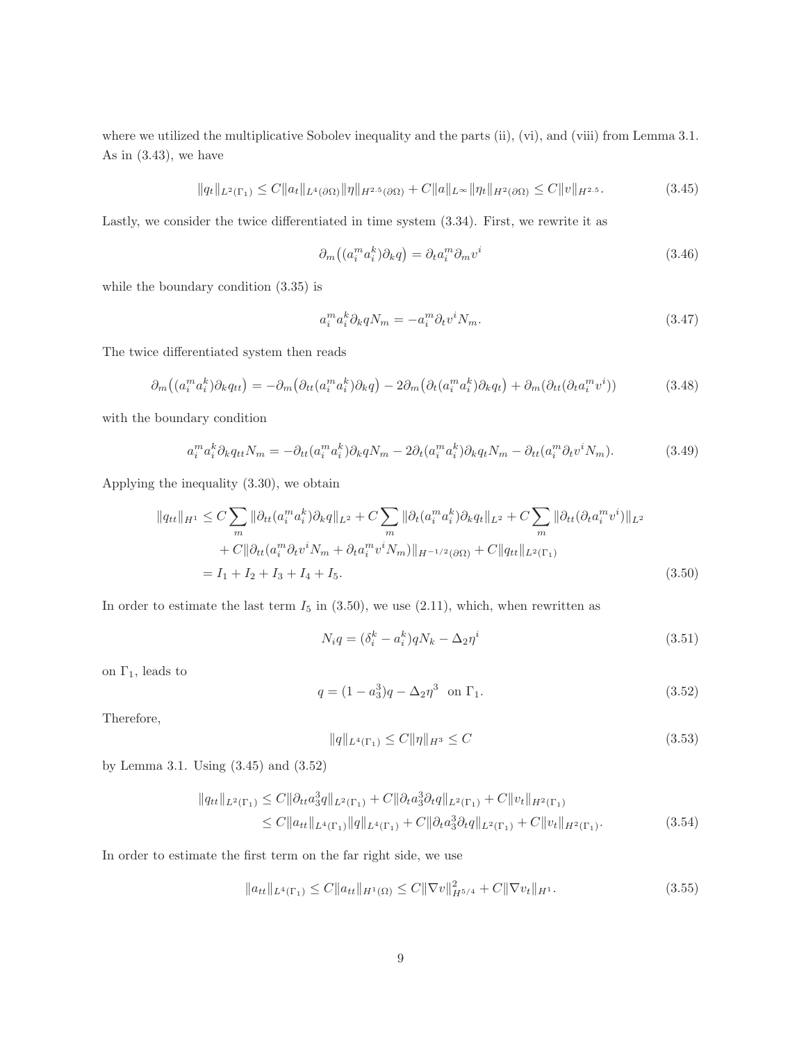where we utilized the multiplicative Sobolev inequality and the parts (ii), (vi), and (viii) from Lemma 3.1. As in (3.43), we have

$$\|q_t\|_{L^2(\Gamma_1)} \le C\|a_t\|_{L^4(\partial\Omega)}\|\eta\|_{H^{2.5}(\partial\Omega)} + C\|a\|_{L^\infty}\|\eta_t\|_{H^2(\partial\Omega)} \le C\|v\|_{H^{2.5}}. \tag{3.45}$$

Lastly, we consider the twice differentiated in time system (3.34). First, we rewrite it as

$$\partial_m\big((a_i^m a_i^k)\partial_k q\big) = \partial_t a_i^m \partial_m v^i \tag{3.46}$$

while the boundary condition (3.35) is

$$a_i^m a_i^k \partial_k q N_m = -a_i^m \partial_t v^i N_m. \tag{3.47}$$

The twice differentiated system then reads

$$\partial_m\big((a_i^m a_i^k)\partial_k q_{tt}\big) = -\partial_m\big(\partial_{tt}(a_i^m a_i^k)\partial_k q\big) - 2\partial_m\big(\partial_t(a_i^m a_i^k)\partial_k q_t\big) + \partial_m(\partial_{tt}(\partial_t a_i^m v^i)) \tag{3.48}$$

with the boundary condition

$$a_i^m a_i^k \partial_k q_{tt} N_m = -\partial_{tt}(a_i^m a_i^k)\partial_k q N_m - 2\partial_t(a_i^m a_i^k)\partial_k q_t N_m - \partial_{tt}(a_i^m \partial_t v^i N_m). \tag{3.49}$$

Applying the inequality (3.30), we obtain

$$\begin{aligned}
\|q_{tt}\|_{H^1} &\le C\sum_m \|\partial_{tt}(a_i^m a_i^k)\partial_k q\|_{L^2} + C\sum_m \|\partial_t(a_i^m a_i^k)\partial_k q_t\|_{L^2} + C\sum_m \|\partial_{tt}(\partial_t a_i^m v^i)\|_{L^2} \\
&\quad + C\|\partial_{tt}(a_i^m \partial_t v^i N_m + \partial_t a_i^m v^i N_m)\|_{H^{-1/2}(\partial\Omega)} + C\|q_{tt}\|_{L^2(\Gamma_1)} \\
&= I_1 + I_2 + I_3 + I_4 + I_5.
\end{aligned} \tag{3.50}$$

In order to estimate the last term $I_5$ in (3.50), we use (2.11), which, when rewritten as

$$N_i q = (\delta_i^k - a_i^k) q N_k - \Delta_2 \eta^i \tag{3.51}$$

on $\Gamma_1$, leads to

$$q = (1 - a_3^3) q - \Delta_2 \eta^3 \quad \text{on } \Gamma_1. \tag{3.52}$$

Therefore,

$$\|q\|_{L^4(\Gamma_1)} \le C\|\eta\|_{H^3} \le C \tag{3.53}$$

by Lemma 3.1. Using (3.45) and (3.52)

$$\begin{aligned}
\|q_{tt}\|_{L^2(\Gamma_1)} &\le C\|\partial_{tt} a_3^3 q\|_{L^2(\Gamma_1)} + C\|\partial_t a_3^3 \partial_t q\|_{L^2(\Gamma_1)} + C\|v_t\|_{H^2(\Gamma_1)} \\
&\le C\|a_{tt}\|_{L^4(\Gamma_1)}\|q\|_{L^4(\Gamma_1)} + C\|\partial_t a_3^3 \partial_t q\|_{L^2(\Gamma_1)} + C\|v_t\|_{H^2(\Gamma_1)}.
\end{aligned} \tag{3.54}$$

In order to estimate the first term on the far right side, we use

$$\|a_{tt}\|_{L^4(\Gamma_1)} \le C\|a_{tt}\|_{H^1(\Omega)} \le C\|\nabla v\|_{H^{5/4}}^2 + C\|\nabla v_t\|_{H^1}. \tag{3.55}$$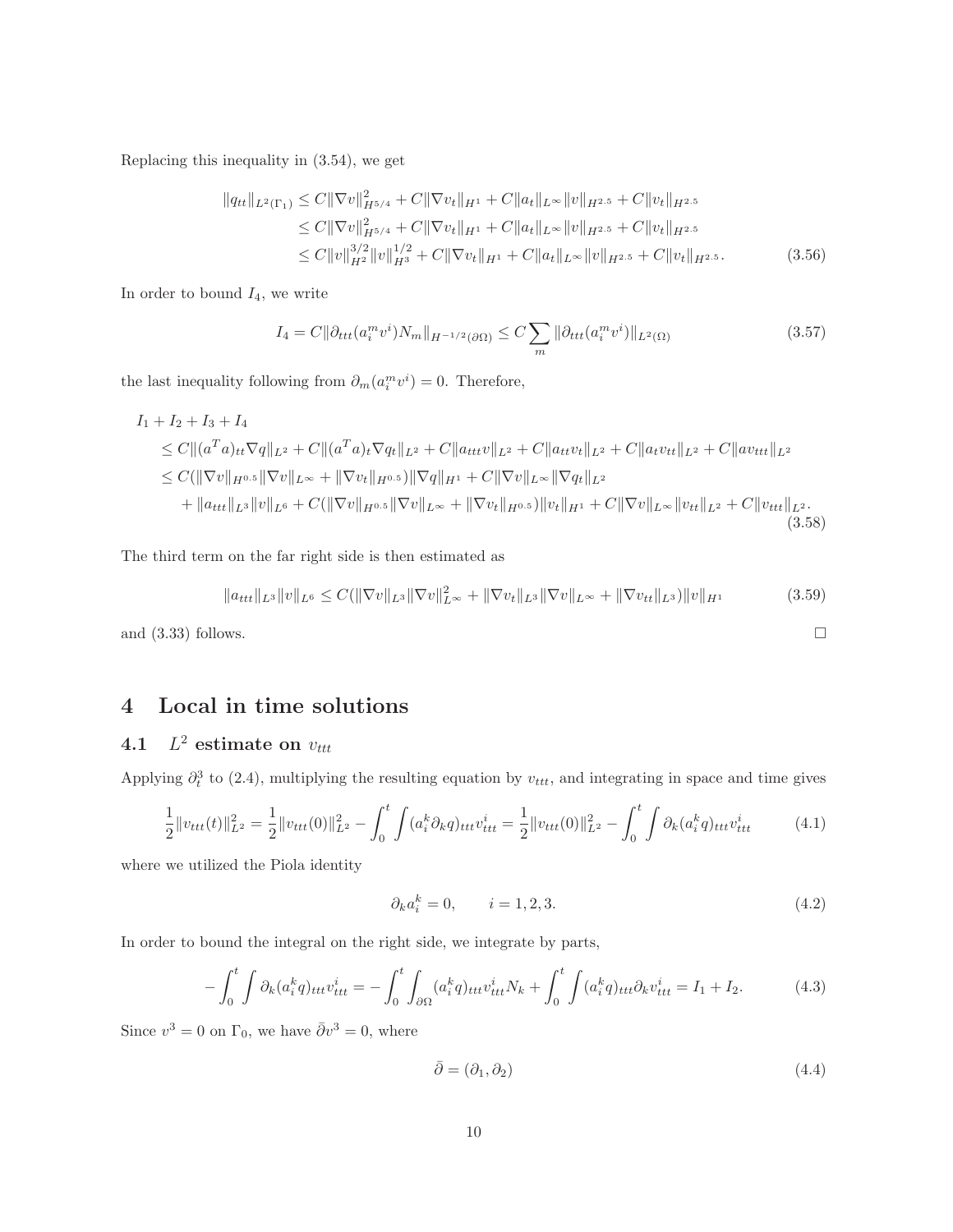Replacing this inequality in (3.54), we get

$$
\begin{aligned}
\|q_{tt}\|_{L^2(\Gamma_1)} &\leq C\|\nabla v\|^2_{H^{5/4}} + C\|\nabla v_t\|_{H^1} + C\|a_t\|_{L^\infty}\|v\|_{H^{2.5}} + C\|v_t\|_{H^{2.5}} \\
&\leq C\|\nabla v\|^2_{H^{5/4}} + C\|\nabla v_t\|_{H^1} + C\|a_t\|_{L^\infty}\|v\|_{H^{2.5}} + C\|v_t\|_{H^{2.5}} \\
&\leq C\|v\|^{3/2}_{H^2}\|v\|^{1/2}_{H^3} + C\|\nabla v_t\|_{H^1} + C\|a_t\|_{L^\infty}\|v\|_{H^{2.5}} + C\|v_t\|_{H^{2.5}}.
\end{aligned} \tag{3.56}
$$

In order to bound $I_4$, we write

$$
I_4 = C\|\partial_{ttt}(a^m_i v^i)N_m\|_{H^{-1/2}(\partial\Omega)} \leq C\sum_m \|\partial_{ttt}(a^m_i v^i)\|_{L^2(\Omega)} \tag{3.57}
$$

the last inequality following from $\partial_m(a^m_i v^i) = 0$. Therefore,

$$
\begin{aligned}
&I_1 + I_2 + I_3 + I_4 \\
&\leq C\|(a^Ta)_{tt}\nabla q\|_{L^2} + C\|(a^Ta)_t\nabla q_t\|_{L^2} + C\|a_{ttt}v\|_{L^2} + C\|a_{tt}v_t\|_{L^2} + C\|a_t v_{tt}\|_{L^2} + C\|a v_{ttt}\|_{L^2} \\
&\leq C(\|\nabla v\|_{H^{0.5}}\|\nabla v\|_{L^\infty} + \|\nabla v_t\|_{H^{0.5}})\|\nabla q\|_{H^1} + C\|\nabla v\|_{L^\infty}\|\nabla q_t\|_{L^2} \\
&\quad + \|a_{ttt}\|_{L^3}\|v\|_{L^6} + C(\|\nabla v\|_{H^{0.5}}\|\nabla v\|_{L^\infty} + \|\nabla v_t\|_{H^{0.5}})\|v_t\|_{H^1} + C\|\nabla v\|_{L^\infty}\|v_{tt}\|_{L^2} + C\|v_{ttt}\|_{L^2}.
\end{aligned} \tag{3.58}
$$

The third term on the far right side is then estimated as

$$
\|a_{ttt}\|_{L^3}\|v\|_{L^6} \leq C(\|\nabla v\|_{L^3}\|\nabla v\|^2_{L^\infty} + \|\nabla v_t\|_{L^3}\|\nabla v\|_{L^\infty} + \|\nabla v_{tt}\|_{L^3})\|v\|_{H^1} \tag{3.59}
$$

and (3.33) follows. $\square$

# 4 Local in time solutions

## 4.1 $L^2$ estimate on $v_{ttt}$

Applying $\partial_t^3$ to (2.4), multiplying the resulting equation by $v_{ttt}$, and integrating in space and time gives

$$
\frac{1}{2}\|v_{ttt}(t)\|^2_{L^2} = \frac{1}{2}\|v_{ttt}(0)\|^2_{L^2} - \int_0^t\int (a^k_i\partial_k q)_{ttt}v^i_{ttt} = \frac{1}{2}\|v_{ttt}(0)\|^2_{L^2} - \int_0^t\int \partial_k(a^k_i q)_{ttt}v^i_{ttt} \tag{4.1}
$$

where we utilized the Piola identity

$$
\partial_k a^k_i = 0, \qquad i = 1, 2, 3. \tag{4.2}
$$

In order to bound the integral on the right side, we integrate by parts,

$$
-\int_0^t\int \partial_k(a^k_i q)_{ttt}v^i_{ttt} = -\int_0^t\int_{\partial\Omega}(a^k_i q)_{ttt}v^i_{ttt}N_k + \int_0^t\int (a^k_i q)_{ttt}\partial_k v^i_{ttt} = I_1 + I_2. \tag{4.3}
$$

Since $v^3 = 0$ on $\Gamma_0$, we have $\bar\partial v^3 = 0$, where

$$
\bar\partial = (\partial_1, \partial_2) \tag{4.4}
$$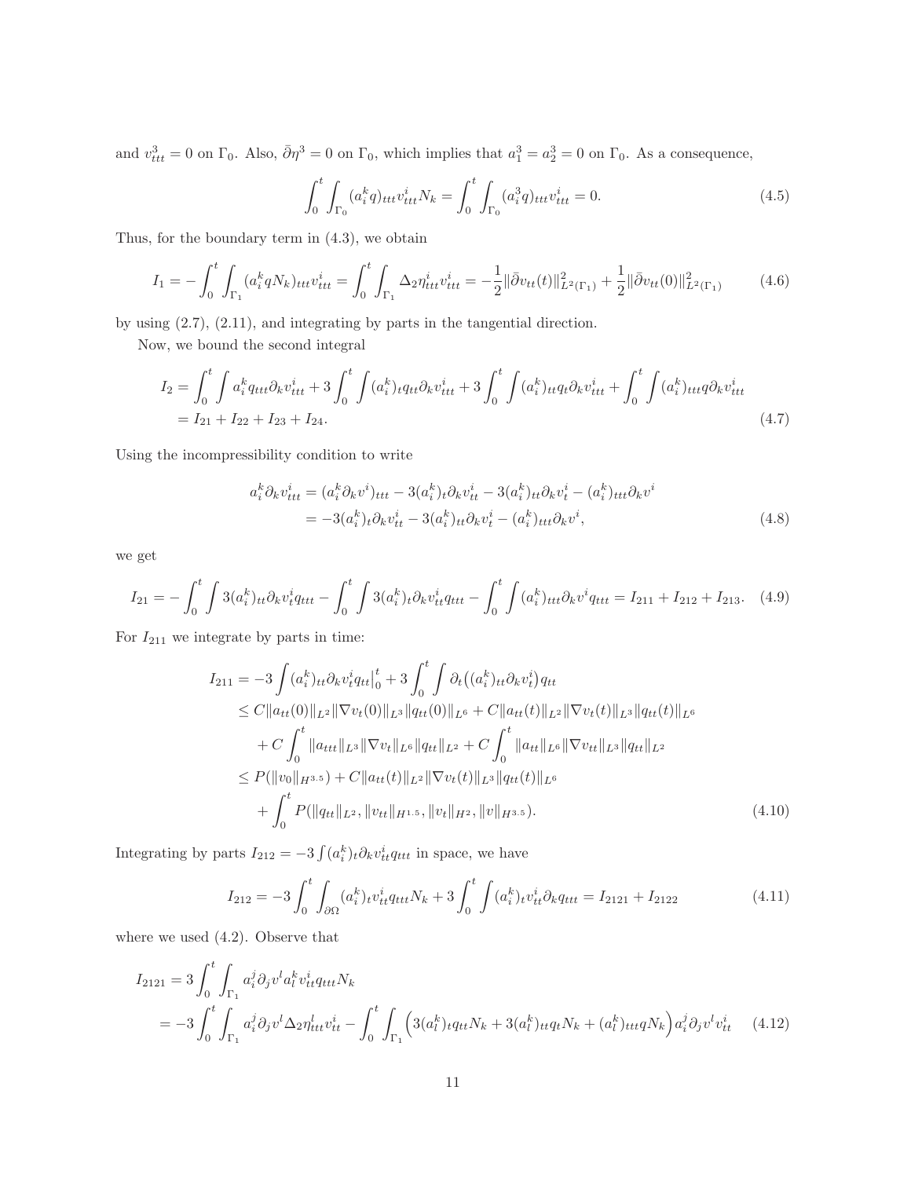and $v^3_{ttt} = 0$ on $\Gamma_0$. Also, $\bar\partial \eta^3 = 0$ on $\Gamma_0$, which implies that $a^3_1 = a^3_2 = 0$ on $\Gamma_0$. As a consequence,

$$\int_0^t \int_{\Gamma_0} (a^k_i q)_{ttt} v^i_{ttt} N_k = \int_0^t \int_{\Gamma_0} (a^3_i q)_{ttt} v^i_{ttt} = 0. \tag{4.5}$$

Thus, for the boundary term in (4.3), we obtain

$$I_1 = -\int_0^t \int_{\Gamma_1} (a^k_i q N_k)_{ttt} v^i_{ttt} = \int_0^t \int_{\Gamma_1} \Delta_2 \eta^i_{ttt} v^i_{ttt} = -\frac{1}{2}\|\bar\partial v_{tt}(t)\|^2_{L^2(\Gamma_1)} + \frac{1}{2}\|\bar\partial v_{tt}(0)\|^2_{L^2(\Gamma_1)} \tag{4.6}$$

by using (2.7), (2.11), and integrating by parts in the tangential direction.

Now, we bound the second integral

$$\begin{aligned} I_2 &= \int_0^t \int a^k_i q_{ttt} \partial_k v^i_{ttt} + 3\int_0^t \int (a^k_i)_t q_{tt} \partial_k v^i_{ttt} + 3\int_0^t \int (a^k_i)_{tt} q_t \partial_k v^i_{ttt} + \int_0^t \int (a^k_i)_{ttt} q \partial_k v^i_{ttt} \\ &= I_{21} + I_{22} + I_{23} + I_{24}. \end{aligned} \tag{4.7}$$

Using the incompressibility condition to write

$$\begin{aligned} a^k_i \partial_k v^i_{ttt} &= (a^k_i \partial_k v^i)_{ttt} - 3(a^k_i)_t \partial_k v^i_{tt} - 3(a^k_i)_{tt} \partial_k v^i_t - (a^k_i)_{ttt} \partial_k v^i \\ &= -3(a^k_i)_t \partial_k v^i_{tt} - 3(a^k_i)_{tt} \partial_k v^i_t - (a^k_i)_{ttt} \partial_k v^i, \end{aligned} \tag{4.8}$$

we get

$$I_{21} = -\int_0^t \int 3(a^k_i)_{tt} \partial_k v^i_t q_{ttt} - \int_0^t \int 3(a^k_i)_t \partial_k v^i_{tt} q_{ttt} - \int_0^t \int (a^k_i)_{ttt} \partial_k v^i q_{ttt} = I_{211} + I_{212} + I_{213}. \tag{4.9}$$

For $I_{211}$ we integrate by parts in time:

$$\begin{aligned} I_{211} &= -3\int (a^k_i)_{tt} \partial_k v^i_t q_{tt}\Big|_0^t + 3\int_0^t \int \partial_t\big((a^k_i)_{tt} \partial_k v^i_t\big) q_{tt} \\ &\le C\|a_{tt}(0)\|_{L^2} \|\nabla v_t(0)\|_{L^3} \|q_{tt}(0)\|_{L^6} + C\|a_{tt}(t)\|_{L^2} \|\nabla v_t(t)\|_{L^3} \|q_{tt}(t)\|_{L^6} \\ &\quad + C\int_0^t \|a_{ttt}\|_{L^3} \|\nabla v_t\|_{L^6} \|q_{tt}\|_{L^2} + C\int_0^t \|a_{tt}\|_{L^6} \|\nabla v_{tt}\|_{L^3} \|q_{tt}\|_{L^2} \\ &\le P(\|v_0\|_{H^{3.5}}) + C\|a_{tt}(t)\|_{L^2} \|\nabla v_t(t)\|_{L^3} \|q_{tt}(t)\|_{L^6} \\ &\quad + \int_0^t P(\|q_{tt}\|_{L^2}, \|v_{tt}\|_{H^{1.5}}, \|v_t\|_{H^2}, \|v\|_{H^{3.5}}). \end{aligned} \tag{4.10}$$

Integrating by parts $I_{212} = -3\int (a^k_i)_t \partial_k v^i_{tt} q_{ttt}$ in space, we have

$$I_{212} = -3\int_0^t \int_{\partial\Omega} (a^k_i)_t v^i_{tt} q_{ttt} N_k + 3\int_0^t \int (a^k_i)_t v^i_{tt} \partial_k q_{ttt} = I_{2121} + I_{2122} \tag{4.11}$$

where we used (4.2). Observe that

$$\begin{aligned} I_{2121} &= 3\int_0^t \int_{\Gamma_1} a^j_i \partial_j v^l a^k_l v^i_{tt} q_{ttt} N_k \\ &= -3\int_0^t \int_{\Gamma_1} a^j_i \partial_j v^l \Delta_2 \eta^l_{ttt} v^i_{tt} - \int_0^t \int_{\Gamma_1} \Big(3(a^k_l)_t q_{tt} N_k + 3(a^k_l)_{tt} q_t N_k + (a^k_l)_{ttt} q N_k\Big) a^j_i \partial_j v^l v^i_{tt} \end{aligned} \tag{4.12}$$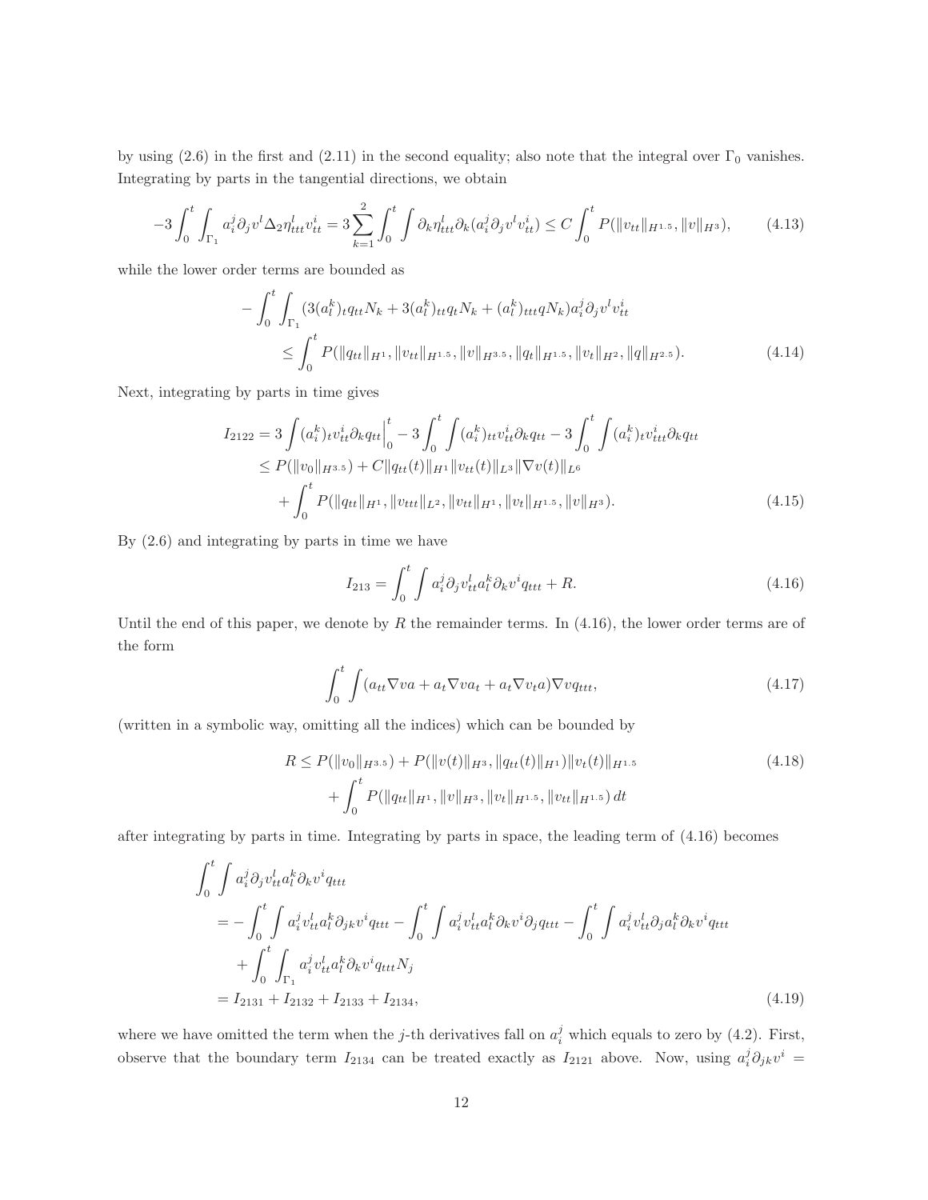by using (2.6) in the first and (2.11) in the second equality; also note that the integral over $\Gamma_0$ vanishes. Integrating by parts in the tangential directions, we obtain

$$-3\int_0^t \int_{\Gamma_1} a_i^j \partial_j v^l \Delta_2 \eta_{ttt}^l v_{tt}^i = 3\sum_{k=1}^2 \int_0^t \int \partial_k \eta_{ttt}^l \partial_k (a_i^j \partial_j v^l v_{tt}^i) \le C\int_0^t P(\|v_{tt}\|_{H^{1.5}}, \|v\|_{H^3}), \tag{4.13}$$

while the lower order terms are bounded as

$$\begin{aligned} -\int_0^t \int_{\Gamma_1} &(3(a_l^k)_t q_{tt} N_k + 3(a_l^k)_{tt} q_t N_k + (a_l^k)_{ttt} q N_k) a_i^j \partial_j v^l v_{tt}^i \\ &\le \int_0^t P(\|q_{tt}\|_{H^1}, \|v_{tt}\|_{H^{1.5}}, \|v\|_{H^{3.5}}, \|q_t\|_{H^{1.5}}, \|v_t\|_{H^2}, \|q\|_{H^{2.5}}). \end{aligned} \tag{4.14}$$

Next, integrating by parts in time gives

$$\begin{aligned} I_{2122} &= 3\int (a_i^k)_t v_{tt}^i \partial_k q_{tt}\Big|_0^t - 3\int_0^t \int (a_i^k)_{tt} v_{tt}^i \partial_k q_{tt} - 3\int_0^t \int (a_i^k)_t v_{ttt}^i \partial_k q_{tt} \\ &\le P(\|v_0\|_{H^{3.5}}) + C\|q_{tt}(t)\|_{H^1} \|v_{tt}(t)\|_{L^3} \|\nabla v(t)\|_{L^6} \\ &\quad + \int_0^t P(\|q_{tt}\|_{H^1}, \|v_{ttt}\|_{L^2}, \|v_{tt}\|_{H^1}, \|v_t\|_{H^{1.5}}, \|v\|_{H^3}). \end{aligned} \tag{4.15}$$

By (2.6) and integrating by parts in time we have

$$I_{213} = \int_0^t \int a_i^j \partial_j v_{tt}^l a_l^k \partial_k v^i q_{ttt} + R. \tag{4.16}$$

Until the end of this paper, we denote by $R$ the remainder terms. In (4.16), the lower order terms are of the form

$$\int_0^t \int (a_{tt}\nabla v a + a_t \nabla v a_t + a_t \nabla v_t a)\nabla v q_{ttt}, \tag{4.17}$$

(written in a symbolic way, omitting all the indices) which can be bounded by

$$\begin{aligned} R &\le P(\|v_0\|_{H^{3.5}}) + P(\|v(t)\|_{H^3}, \|q_{tt}(t)\|_{H^1}) \|v_t(t)\|_{H^{1.5}} \\ &\quad + \int_0^t P(\|q_{tt}\|_{H^1}, \|v\|_{H^3}, \|v_t\|_{H^{1.5}}, \|v_{tt}\|_{H^{1.5}})\, dt \end{aligned} \tag{4.18}$$

after integrating by parts in time. Integrating by parts in space, the leading term of (4.16) becomes

$$\begin{aligned} &\int_0^t \int a_i^j \partial_j v_{tt}^l a_l^k \partial_k v^i q_{ttt} \\ &= -\int_0^t \int a_i^j v_{tt}^l a_l^k \partial_{jk} v^i q_{ttt} - \int_0^t \int a_i^j v_{tt}^l a_l^k \partial_k v^i \partial_j q_{ttt} - \int_0^t \int a_i^j v_{tt}^l \partial_j a_l^k \partial_k v^i q_{ttt} \\ &\quad + \int_0^t \int_{\Gamma_1} a_i^j v_{tt}^l a_l^k \partial_k v^i q_{ttt} N_j \\ &= I_{2131} + I_{2132} + I_{2133} + I_{2134}, \end{aligned} \tag{4.19}$$

where we have omitted the term when the $j$-th derivatives fall on $a_i^j$ which equals to zero by (4.2). First, observe that the boundary term $I_{2134}$ can be treated exactly as $I_{2121}$ above. Now, using $a_i^j \partial_{jk} v^i =$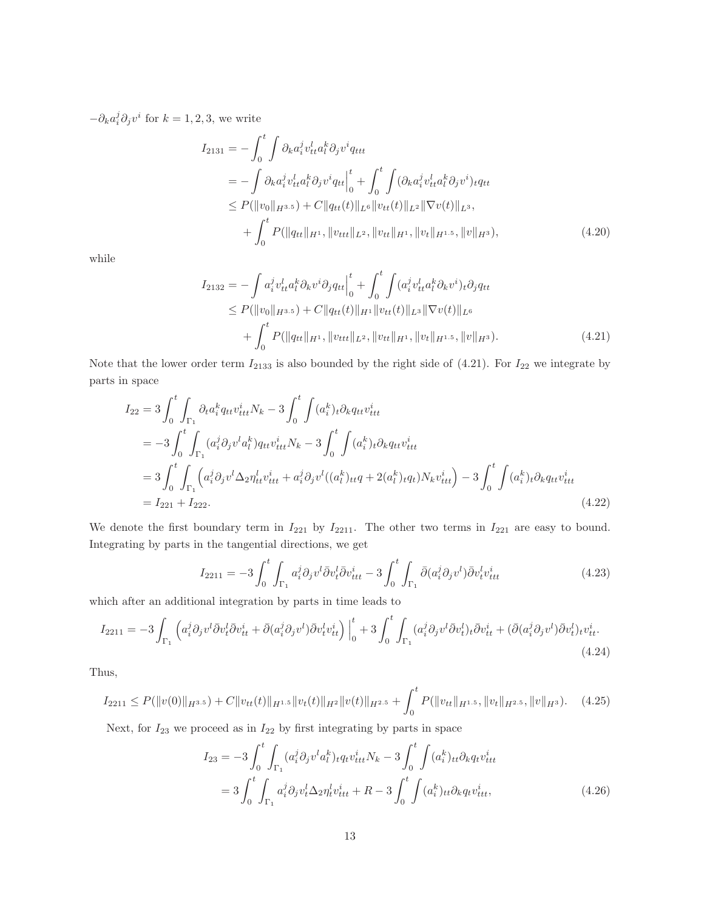$-\partial_k a_i^j \partial_j v^i$ for $k = 1, 2, 3$, we write

$$
\begin{aligned}
I_{2131} &= -\int_0^t \int \partial_k a_i^j v_{tt}^l a_l^k \partial_j v^i q_{ttt} \\
&= -\int \partial_k a_i^j v_{tt}^l a_l^k \partial_j v^i q_{tt}\Big|_0^t + \int_0^t \int (\partial_k a_i^j v_{tt}^l a_l^k \partial_j v^i)_t q_{tt} \\
&\le P(\|v_0\|_{H^{3.5}}) + C\|q_{tt}(t)\|_{L^6}\|v_{tt}(t)\|_{L^2}\|\nabla v(t)\|_{L^3}, \\
&\quad + \int_0^t P(\|q_{tt}\|_{H^1}, \|v_{ttt}\|_{L^2}, \|v_{tt}\|_{H^1}, \|v_t\|_{H^{1.5}}, \|v\|_{H^3}),
\end{aligned}
\tag{4.20}
$$

while

$$
\begin{aligned}
I_{2132} &= -\int a_i^j v_{tt}^l a_l^k \partial_k v^i \partial_j q_{tt}\Big|_0^t + \int_0^t \int (a_i^j v_{tt}^l a_l^k \partial_k v^i)_t \partial_j q_{tt} \\
&\le P(\|v_0\|_{H^{3.5}}) + C\|q_{tt}(t)\|_{H^1}\|v_{tt}(t)\|_{L^3}\|\nabla v(t)\|_{L^6} \\
&\quad + \int_0^t P(\|q_{tt}\|_{H^1}, \|v_{ttt}\|_{L^2}, \|v_{tt}\|_{H^1}, \|v_t\|_{H^{1.5}}, \|v\|_{H^3}).
\end{aligned}
\tag{4.21}
$$

Note that the lower order term $I_{2133}$ is also bounded by the right side of (4.21). For $I_{22}$ we integrate by parts in space

$$
\begin{aligned}
I_{22} &= 3\int_0^t \int_{\Gamma_1} \partial_t a_i^k q_{tt} v_{ttt}^i N_k - 3\int_0^t \int (a_i^k)_t \partial_k q_{tt} v_{ttt}^i \\
&= -3\int_0^t \int_{\Gamma_1} (a_i^j \partial_j v^l a_l^k) q_{tt} v_{ttt}^i N_k - 3\int_0^t \int (a_i^k)_t \partial_k q_{tt} v_{ttt}^i \\
&= 3\int_0^t \int_{\Gamma_1} \Big( a_i^j \partial_j v^l \Delta_2 \eta_{tt}^l v_{ttt}^i + a_i^j \partial_j v^l ((a_l^k)_{tt} q + 2(a_l^k)_t q_t) N_k v_{ttt}^i \Big) - 3\int_0^t \int (a_i^k)_t \partial_k q_{tt} v_{ttt}^i \\
&= I_{221} + I_{222}.
\end{aligned}
\tag{4.22}
$$

We denote the first boundary term in $I_{221}$ by $I_{2211}$. The other two terms in $I_{221}$ are easy to bound. Integrating by parts in the tangential directions, we get

$$
I_{2211} = -3\int_0^t \int_{\Gamma_1} a_i^j \partial_j v^l \bar\partial v_t^l \bar\partial v_{ttt}^i - 3\int_0^t \int_{\Gamma_1} \bar\partial(a_i^j \partial_j v^l) \bar\partial v_t^l v_{ttt}^i
\tag{4.23}
$$

which after an additional integration by parts in time leads to

$$
I_{2211} = -3\int_{\Gamma_1} \Big( a_i^j \partial_j v^l \bar\partial v_t^l \bar\partial v_{tt}^i + \bar\partial(a_i^j \partial_j v^l) \bar\partial v_t^l v_{tt}^i \Big)\Big|_0^t + 3\int_0^t \int_{\Gamma_1} (a_i^j \partial_j v^l \bar\partial v_t^l)_t \bar\partial v_{tt}^i + (\bar\partial(a_i^j \partial_j v^l) \bar\partial v_t^l)_t v_{tt}^i.
\tag{4.24}
$$

Thus,

$$
I_{2211} \le P(\|v(0)\|_{H^{3.5}}) + C\|v_{tt}(t)\|_{H^{1.5}}\|v_t(t)\|_{H^2}\|v(t)\|_{H^{2.5}} + \int_0^t P(\|v_{tt}\|_{H^{1.5}}, \|v_t\|_{H^{2.5}}, \|v\|_{H^3}).
\tag{4.25}
$$

Next, for $I_{23}$ we proceed as in $I_{22}$ by first integrating by parts in space

$$
\begin{aligned}
I_{23} &= -3\int_0^t \int_{\Gamma_1} (a_i^j \partial_j v^l a_l^k)_t q_t v_{ttt}^i N_k - 3\int_0^t \int (a_i^k)_{tt} \partial_k q_t v_{ttt}^i \\
&= 3\int_0^t \int_{\Gamma_1} a_i^j \partial_j v_t^l \Delta_2 \eta_t^l v_{ttt}^i + R - 3\int_0^t \int (a_i^k)_{tt} \partial_k q_t v_{ttt}^i,
\end{aligned}
\tag{4.26}
$$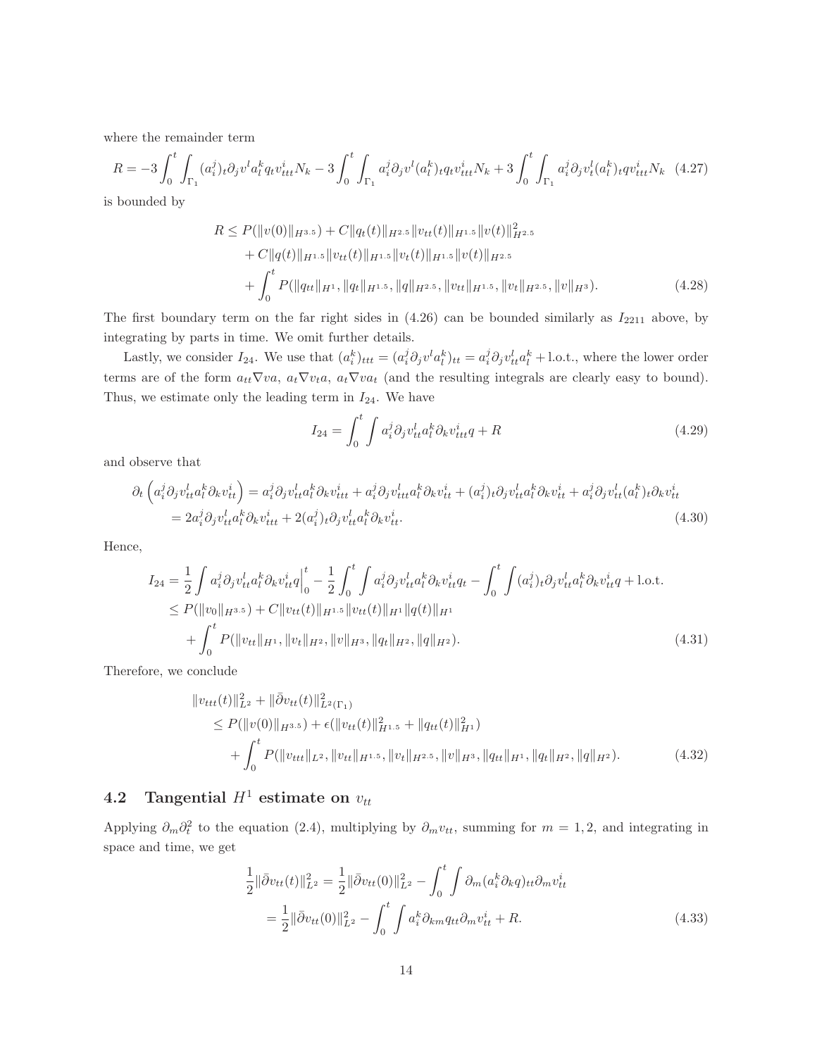where the remainder term

$$
R = -3\int_0^t \int_{\Gamma_1} (a_i^j)_t \partial_j v^l a_l^k q_t v_{ttt}^i N_k - 3\int_0^t \int_{\Gamma_1} a_i^j \partial_j v^l (a_l^k)_t q_t v_{ttt}^i N_k + 3\int_0^t \int_{\Gamma_1} a_i^j \partial_j v_t^l (a_l^k)_t q v_{ttt}^i N_k \quad (4.27)
$$

is bounded by

$$
\begin{aligned}
R &\leq P(\|v(0)\|_{H^{3.5}}) + C\|q_t(t)\|_{H^{2.5}}\|v_{tt}(t)\|_{H^{1.5}}\|v(t)\|_{H^{2.5}}^2 \\
&\quad + C\|q(t)\|_{H^{1.5}}\|v_{tt}(t)\|_{H^{1.5}}\|v_t(t)\|_{H^{1.5}}\|v(t)\|_{H^{2.5}} \\
&\quad + \int_0^t P(\|q_{tt}\|_{H^1}, \|q_t\|_{H^{1.5}}, \|q\|_{H^{2.5}}, \|v_{tt}\|_{H^{1.5}}, \|v_t\|_{H^{2.5}}, \|v\|_{H^3}). \qquad (4.28)
\end{aligned}
$$

The first boundary term on the far right sides in (4.26) can be bounded similarly as $I_{2211}$ above, by integrating by parts in time. We omit further details.

Lastly, we consider $I_{24}$. We use that $(a_i^k)_{ttt} = (a_i^j \partial_j v^l a_l^k)_{tt} = a_i^j \partial_j v_{tt}^l a_l^k + \text{l.o.t.}$, where the lower order terms are of the form $a_{tt}\nabla v a$, $a_t \nabla v_t a$, $a_t \nabla v a_t$ (and the resulting integrals are clearly easy to bound). Thus, we estimate only the leading term in $I_{24}$. We have

$$
I_{24} = \int_0^t \int a_i^j \partial_j v_{tt}^l a_l^k \partial_k v_{ttt}^i q + R \qquad (4.29)
$$

and observe that

$$
\begin{aligned}
\partial_t \left( a_i^j \partial_j v_{tt}^l a_l^k \partial_k v_{tt}^i \right) &= a_i^j \partial_j v_{tt}^l a_l^k \partial_k v_{ttt}^i + a_i^j \partial_j v_{ttt}^l a_l^k \partial_k v_{tt}^i + (a_i^j)_t \partial_j v_{tt}^l a_l^k \partial_k v_{tt}^i + a_i^j \partial_j v_{tt}^l (a_l^k)_t \partial_k v_{tt}^i \\
&= 2 a_i^j \partial_j v_{tt}^l a_l^k \partial_k v_{ttt}^i + 2 (a_i^j)_t \partial_j v_{tt}^l a_l^k \partial_k v_{tt}^i. \qquad (4.30)
\end{aligned}
$$

Hence,

$$
\begin{aligned}
I_{24} &= \frac{1}{2}\int a_i^j \partial_j v_{tt}^l a_l^k \partial_k v_{tt}^i q \Big|_0^t - \frac{1}{2}\int_0^t \int a_i^j \partial_j v_{tt}^l a_l^k \partial_k v_{tt}^i q_t - \int_0^t \int (a_i^j)_t \partial_j v_{tt}^l a_l^k \partial_k v_{tt}^i q + \text{l.o.t.} \\
&\leq P(\|v_0\|_{H^{3.5}}) + C\|v_{tt}(t)\|_{H^{1.5}}\|v_{tt}(t)\|_{H^1}\|q(t)\|_{H^1} \\
&\quad + \int_0^t P(\|v_{tt}\|_{H^1}, \|v_t\|_{H^2}, \|v\|_{H^3}, \|q_t\|_{H^2}, \|q\|_{H^2}). \qquad (4.31)
\end{aligned}
$$

Therefore, we conclude

$$
\begin{aligned}
&\|v_{ttt}(t)\|_{L^2}^2 + \|\bar{\partial} v_{tt}(t)\|_{L^2(\Gamma_1)}^2 \\
&\quad \leq P(\|v(0)\|_{H^{3.5}}) + \epsilon(\|v_{tt}(t)\|_{H^{1.5}}^2 + \|q_{tt}(t)\|_{H^1}^2) \\
&\qquad + \int_0^t P(\|v_{ttt}\|_{L^2}, \|v_{tt}\|_{H^{1.5}}, \|v_t\|_{H^{2.5}}, \|v\|_{H^3}, \|q_{tt}\|_{H^1}, \|q_t\|_{H^2}, \|q\|_{H^2}). \qquad (4.32)
\end{aligned}
$$

## 4.2 Tangential $H^1$ estimate on $v_{tt}$

Applying $\partial_m \partial_t^2$ to the equation (2.4), multiplying by $\partial_m v_{tt}$, summing for $m = 1, 2$, and integrating in space and time, we get

$$
\begin{aligned}
\frac{1}{2}\|\bar{\partial} v_{tt}(t)\|_{L^2}^2 &= \frac{1}{2}\|\bar{\partial} v_{tt}(0)\|_{L^2}^2 - \int_0^t \int \partial_m (a_i^k \partial_k q)_{tt} \partial_m v_{tt}^i \\
&= \frac{1}{2}\|\bar{\partial} v_{tt}(0)\|_{L^2}^2 - \int_0^t \int a_i^k \partial_{km} q_{tt} \partial_m v_{tt}^i + R. \qquad (4.33)
\end{aligned}
$$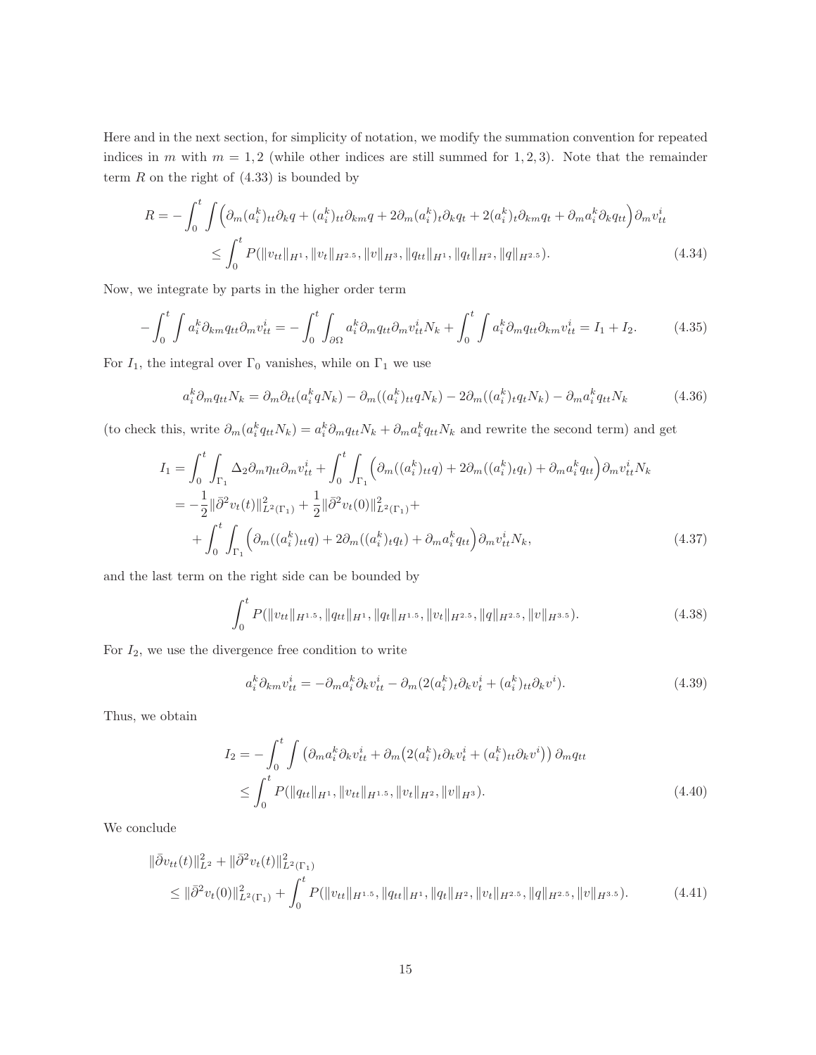Here and in the next section, for simplicity of notation, we modify the summation convention for repeated indices in $m$ with $m = 1, 2$ (while other indices are still summed for $1, 2, 3$). Note that the remainder term $R$ on the right of (4.33) is bounded by

$$
\begin{aligned}
R = -\int_0^t \int \Big( \partial_m (a_i^k)_{tt} \partial_k q + (a_i^k)_{tt} \partial_{km} q + 2\partial_m (a_i^k)_t \partial_k q_t + 2(a_i^k)_t \partial_{km} q_t + \partial_m a_i^k \partial_k q_{tt} \Big) \partial_m v_{tt}^i \\
\leq \int_0^t P(\|v_{tt}\|_{H^1}, \|v_t\|_{H^{2.5}}, \|v\|_{H^3}, \|q_{tt}\|_{H^1}, \|q_t\|_{H^2}, \|q\|_{H^{2.5}}). 
\end{aligned}
\tag{4.34}
$$

Now, we integrate by parts in the higher order term

$$
-\int_0^t \int a_i^k \partial_{km} q_{tt} \partial_m v_{tt}^i = -\int_0^t \int_{\partial\Omega} a_i^k \partial_m q_{tt} \partial_m v_{tt}^i N_k + \int_0^t \int a_i^k \partial_m q_{tt} \partial_{km} v_{tt}^i = I_1 + I_2. \tag{4.35}
$$

For $I_1$, the integral over $\Gamma_0$ vanishes, while on $\Gamma_1$ we use

$$
a_i^k \partial_m q_{tt} N_k = \partial_m \partial_{tt} (a_i^k q N_k) - \partial_m ((a_i^k)_{tt} q N_k) - 2\partial_m ((a_i^k)_t q_t N_k) - \partial_m a_i^k q_{tt} N_k \tag{4.36}
$$

(to check this, write $\partial_m (a_i^k q_{tt} N_k) = a_i^k \partial_m q_{tt} N_k + \partial_m a_i^k q_{tt} N_k$ and rewrite the second term) and get

$$
\begin{aligned}
I_1 &= \int_0^t \int_{\Gamma_1} \Delta_2 \partial_m \eta_{tt} \partial_m v_{tt}^i + \int_0^t \int_{\Gamma_1} \Big( \partial_m ((a_i^k)_{tt} q) + 2\partial_m ((a_i^k)_t q_t) + \partial_m a_i^k q_{tt} \Big) \partial_m v_{tt}^i N_k \\
&= -\frac{1}{2} \|\bar{\partial}^2 v_t(t)\|_{L^2(\Gamma_1)}^2 + \frac{1}{2} \|\bar{\partial}^2 v_t(0)\|_{L^2(\Gamma_1)}^2 + \\
&\quad + \int_0^t \int_{\Gamma_1} \Big( \partial_m ((a_i^k)_{tt} q) + 2\partial_m ((a_i^k)_t q_t) + \partial_m a_i^k q_{tt} \Big) \partial_m v_{tt}^i N_k, 
\end{aligned}
\tag{4.37}
$$

and the last term on the right side can be bounded by

$$
\int_0^t P(\|v_{tt}\|_{H^{1.5}}, \|q_{tt}\|_{H^1}, \|q_t\|_{H^{1.5}}, \|v_t\|_{H^{2.5}}, \|q\|_{H^{2.5}}, \|v\|_{H^{3.5}}). \tag{4.38}
$$

For $I_2$, we use the divergence free condition to write

$$
a_i^k \partial_{km} v_{tt}^i = -\partial_m a_i^k \partial_k v_{tt}^i - \partial_m (2(a_i^k)_t \partial_k v_t^i + (a_i^k)_{tt} \partial_k v^i). \tag{4.39}
$$

Thus, we obtain

$$
\begin{aligned}
I_2 &= -\int_0^t \int \big( \partial_m a_i^k \partial_k v_{tt}^i + \partial_m \big( 2(a_i^k)_t \partial_k v_t^i + (a_i^k)_{tt} \partial_k v^i \big) \big) \partial_m q_{tt} \\
&\leq \int_0^t P(\|q_{tt}\|_{H^1}, \|v_{tt}\|_{H^{1.5}}, \|v_t\|_{H^2}, \|v\|_{H^3}). 
\end{aligned}
\tag{4.40}
$$

We conclude

$$
\begin{aligned}
&\|\bar{\partial} v_{tt}(t)\|_{L^2}^2 + \|\bar{\partial}^2 v_t(t)\|_{L^2(\Gamma_1)}^2 \\
&\quad \leq \|\bar{\partial}^2 v_t(0)\|_{L^2(\Gamma_1)}^2 + \int_0^t P(\|v_{tt}\|_{H^{1.5}}, \|q_{tt}\|_{H^1}, \|q_t\|_{H^2}, \|v_t\|_{H^{2.5}}, \|q\|_{H^{2.5}}, \|v\|_{H^{3.5}}). 
\end{aligned}
\tag{4.41}
$$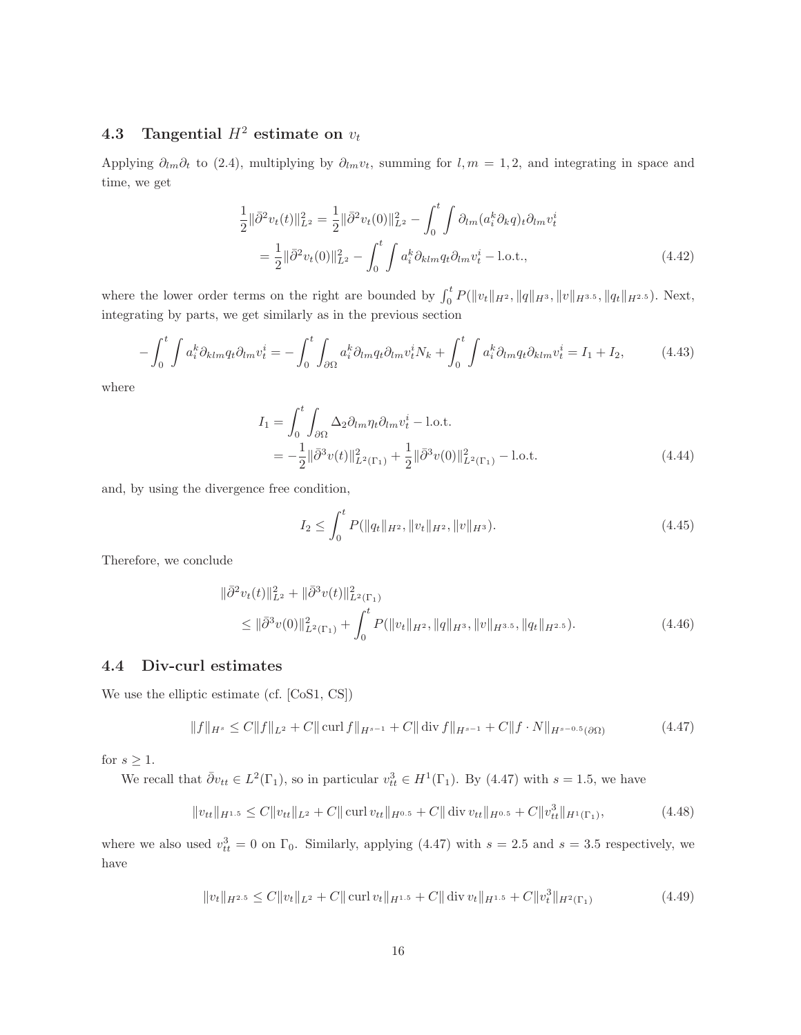### 4.3 Tangential $H^2$ estimate on $v_t$

Applying $\partial_{lm}\partial_t$ to (2.4), multiplying by $\partial_{lm}v_t$, summing for $l,m=1,2$, and integrating in space and time, we get

$$
\begin{aligned}
\frac{1}{2}\|\bar{\partial}^2 v_t(t)\|_{L^2}^2 &= \frac{1}{2}\|\bar{\partial}^2 v_t(0)\|_{L^2}^2 - \int_0^t \int \partial_{lm}(a_i^k \partial_k q)_t \partial_{lm} v_t^i \\
&= \frac{1}{2}\|\bar{\partial}^2 v_t(0)\|_{L^2}^2 - \int_0^t \int a_i^k \partial_{klm} q_t \partial_{lm} v_t^i - \text{l.o.t.},
\end{aligned}
\tag{4.42}
$$

where the lower order terms on the right are bounded by $\int_0^t P(\|v_t\|_{H^2}, \|q\|_{H^3}, \|v\|_{H^{3.5}}, \|q_t\|_{H^{2.5}})$. Next, integrating by parts, we get similarly as in the previous section

$$
-\int_0^t \int a_i^k \partial_{klm} q_t \partial_{lm} v_t^i = -\int_0^t \int_{\partial\Omega} a_i^k \partial_{lm} q_t \partial_{lm} v_t^i N_k + \int_0^t \int a_i^k \partial_{lm} q_t \partial_{klm} v_t^i = I_1 + I_2,
\tag{4.43}
$$

where

$$
\begin{aligned}
I_1 &= \int_0^t \int_{\partial\Omega} \Delta_2 \partial_{lm} \eta_t \partial_{lm} v_t^i - \text{l.o.t.} \\
&= -\frac{1}{2}\|\bar{\partial}^3 v(t)\|_{L^2(\Gamma_1)}^2 + \frac{1}{2}\|\bar{\partial}^3 v(0)\|_{L^2(\Gamma_1)}^2 - \text{l.o.t.}
\end{aligned}
\tag{4.44}
$$

and, by using the divergence free condition,

$$
I_2 \leq \int_0^t P(\|q_t\|_{H^2}, \|v_t\|_{H^2}, \|v\|_{H^3}).
\tag{4.45}
$$

Therefore, we conclude

$$
\begin{aligned}
&\|\bar{\partial}^2 v_t(t)\|_{L^2}^2 + \|\bar{\partial}^3 v(t)\|_{L^2(\Gamma_1)}^2 \\
&\qquad \leq \|\bar{\partial}^3 v(0)\|_{L^2(\Gamma_1)}^2 + \int_0^t P(\|v_t\|_{H^2}, \|q\|_{H^3}, \|v\|_{H^{3.5}}, \|q_t\|_{H^{2.5}}).
\end{aligned}
\tag{4.46}
$$

### 4.4 Div-curl estimates

We use the elliptic estimate (cf. [CoS1, CS])

$$
\|f\|_{H^s} \leq C\|f\|_{L^2} + C\|\operatorname{curl} f\|_{H^{s-1}} + C\|\operatorname{div} f\|_{H^{s-1}} + C\|f\cdot N\|_{H^{s-0.5}(\partial\Omega)}
\tag{4.47}
$$

for $s \geq 1$.

We recall that $\bar{\partial} v_{tt} \in L^2(\Gamma_1)$, so in particular $v_{tt}^3 \in H^1(\Gamma_1)$. By (4.47) with $s=1.5$, we have

$$
\|v_{tt}\|_{H^{1.5}} \leq C\|v_{tt}\|_{L^2} + C\|\operatorname{curl} v_{tt}\|_{H^{0.5}} + C\|\operatorname{div} v_{tt}\|_{H^{0.5}} + C\|v_{tt}^3\|_{H^1(\Gamma_1)},
\tag{4.48}
$$

where we also used $v_{tt}^3 = 0$ on $\Gamma_0$. Similarly, applying (4.47) with $s=2.5$ and $s=3.5$ respectively, we have

$$
\|v_t\|_{H^{2.5}} \leq C\|v_t\|_{L^2} + C\|\operatorname{curl} v_t\|_{H^{1.5}} + C\|\operatorname{div} v_t\|_{H^{1.5}} + C\|v_t^3\|_{H^2(\Gamma_1)}
\tag{4.49}
$$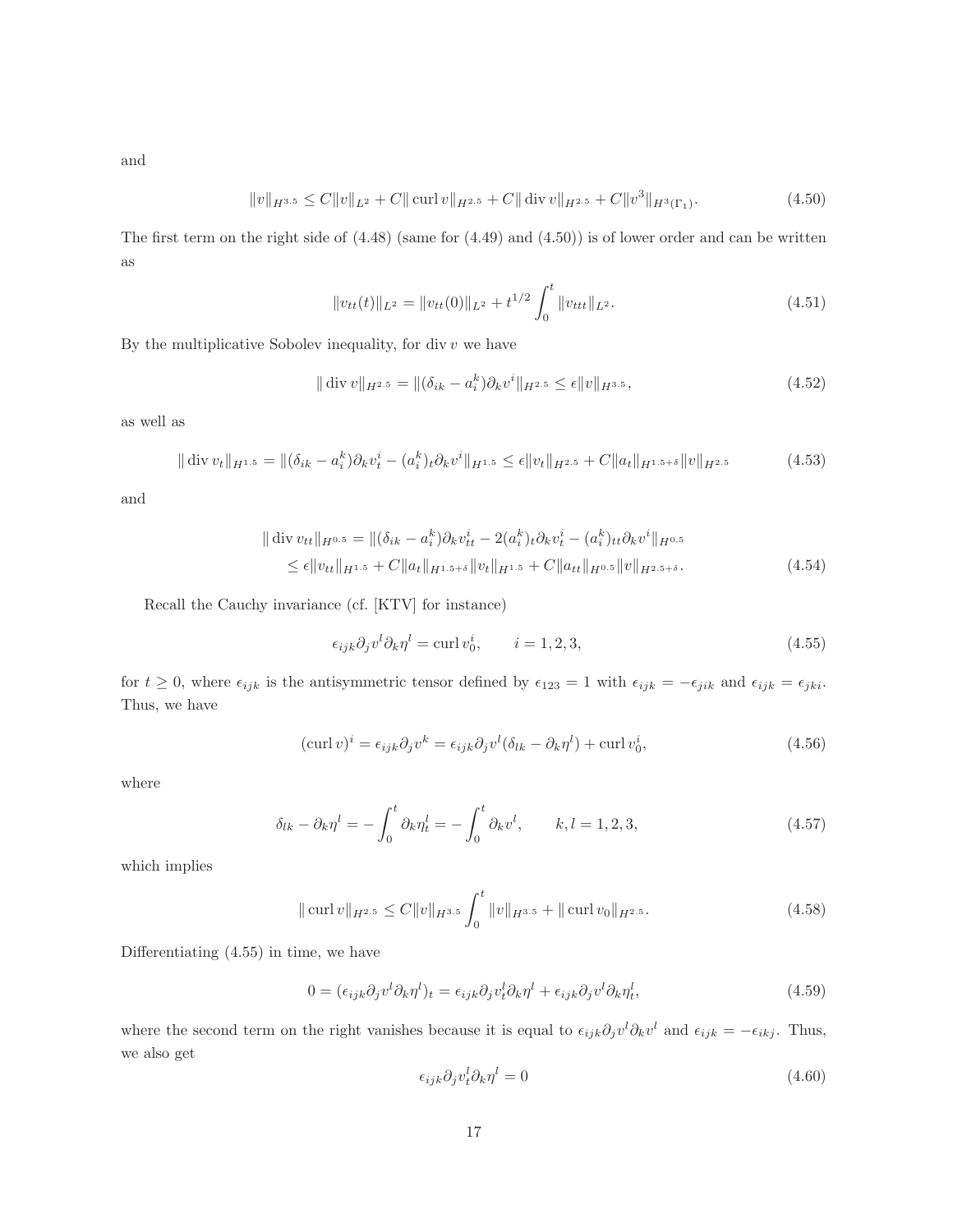and

$$\|v\|_{H^{3.5}} \leq C\|v\|_{L^2} + C\|\operatorname{curl} v\|_{H^{2.5}} + C\|\operatorname{div} v\|_{H^{2.5}} + C\|v^3\|_{H^3(\Gamma_1)}. \tag{4.50}$$

The first term on the right side of (4.48) (same for (4.49) and (4.50)) is of lower order and can be written as

$$\|v_{tt}(t)\|_{L^2} = \|v_{tt}(0)\|_{L^2} + t^{1/2} \int_0^t \|v_{ttt}\|_{L^2}. \tag{4.51}$$

By the multiplicative Sobolev inequality, for $\operatorname{div} v$ we have

$$\|\operatorname{div} v\|_{H^{2.5}} = \|(\delta_{ik} - a_i^k)\partial_k v^i\|_{H^{2.5}} \leq \epsilon\|v\|_{H^{3.5}}, \tag{4.52}$$

as well as

$$\|\operatorname{div} v_t\|_{H^{1.5}} = \|(\delta_{ik} - a_i^k)\partial_k v_t^i - (a_i^k)_t \partial_k v^i\|_{H^{1.5}} \leq \epsilon\|v_t\|_{H^{2.5}} + C\|a_t\|_{H^{1.5+\delta}}\|v\|_{H^{2.5}} \tag{4.53}$$

and

$$\begin{aligned}\|\operatorname{div} v_{tt}\|_{H^{0.5}} &= \|(\delta_{ik} - a_i^k)\partial_k v_{tt}^i - 2(a_i^k)_t \partial_k v_t^i - (a_i^k)_{tt}\partial_k v^i\|_{H^{0.5}} \\ &\leq \epsilon\|v_{tt}\|_{H^{1.5}} + C\|a_t\|_{H^{1.5+\delta}}\|v_t\|_{H^{1.5}} + C\|a_{tt}\|_{H^{0.5}}\|v\|_{H^{2.5+\delta}}.\end{aligned} \tag{4.54}$$

Recall the Cauchy invariance (cf. [KTV] for instance)

$$\epsilon_{ijk}\partial_j v^l \partial_k \eta^l = \operatorname{curl} v_0^i, \qquad i = 1, 2, 3, \tag{4.55}$$

for $t \geq 0$, where $\epsilon_{ijk}$ is the antisymmetric tensor defined by $\epsilon_{123} = 1$ with $\epsilon_{ijk} = -\epsilon_{jik}$ and $\epsilon_{ijk} = \epsilon_{jki}$. Thus, we have

$$(\operatorname{curl} v)^i = \epsilon_{ijk}\partial_j v^k = \epsilon_{ijk}\partial_j v^l(\delta_{lk} - \partial_k \eta^l) + \operatorname{curl} v_0^i, \tag{4.56}$$

where

$$\delta_{lk} - \partial_k \eta^l = -\int_0^t \partial_k \eta_t^l = -\int_0^t \partial_k v^l, \qquad k, l = 1, 2, 3, \tag{4.57}$$

which implies

$$\|\operatorname{curl} v\|_{H^{2.5}} \leq C\|v\|_{H^{3.5}} \int_0^t \|v\|_{H^{3.5}} + \|\operatorname{curl} v_0\|_{H^{2.5}}. \tag{4.58}$$

Differentiating (4.55) in time, we have

$$0 = (\epsilon_{ijk}\partial_j v^l \partial_k \eta^l)_t = \epsilon_{ijk}\partial_j v_t^l \partial_k \eta^l + \epsilon_{ijk}\partial_j v^l \partial_k \eta_t^l, \tag{4.59}$$

where the second term on the right vanishes because it is equal to $\epsilon_{ijk}\partial_j v^l \partial_k v^l$ and $\epsilon_{ijk} = -\epsilon_{ikj}$. Thus, we also get

$$\epsilon_{ijk}\partial_j v_t^l \partial_k \eta^l = 0 \tag{4.60}$$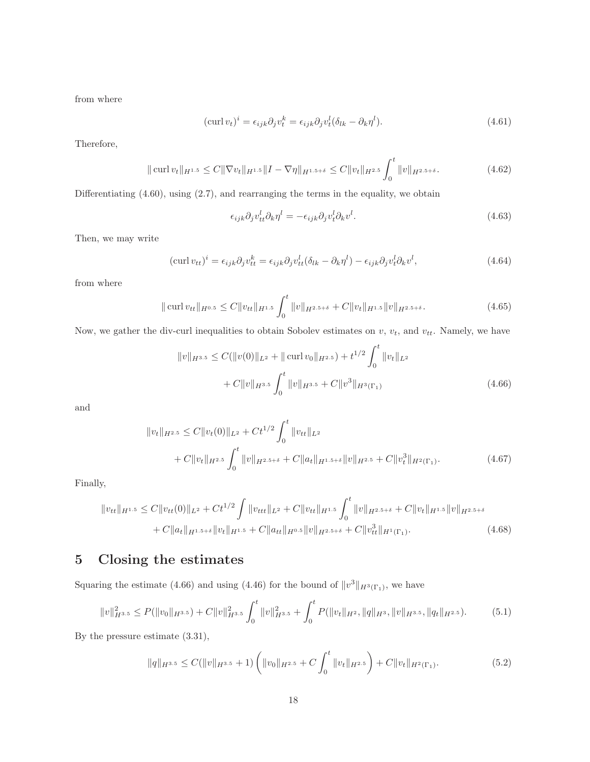from where

$$
(\operatorname{curl} v_t)^i = \epsilon_{ijk}\partial_j v_t^k = \epsilon_{ijk}\partial_j v_t^l(\delta_{lk} - \partial_k \eta^l). \tag{4.61}
$$

Therefore,

$$
\|\operatorname{curl} v_t\|_{H^{1.5}} \le C\|\nabla v_t\|_{H^{1.5}}\|I - \nabla\eta\|_{H^{1.5+\delta}} \le C\|v_t\|_{H^{2.5}}\int_0^t \|v\|_{H^{2.5+\delta}}. \tag{4.62}
$$

Differentiating (4.60), using (2.7), and rearranging the terms in the equality, we obtain

$$
\epsilon_{ijk}\partial_j v_{tt}^l \partial_k \eta^l = -\epsilon_{ijk}\partial_j v_t^l \partial_k v^l. \tag{4.63}
$$

Then, we may write

$$
(\operatorname{curl} v_{tt})^i = \epsilon_{ijk}\partial_j v_{tt}^k = \epsilon_{ijk}\partial_j v_{tt}^l(\delta_{lk} - \partial_k\eta^l) - \epsilon_{ijk}\partial_j v_t^l \partial_k v^l, \tag{4.64}
$$

from where

$$
\|\operatorname{curl} v_{tt}\|_{H^{0.5}} \le C\|v_{tt}\|_{H^{1.5}}\int_0^t \|v\|_{H^{2.5+\delta}} + C\|v_t\|_{H^{1.5}}\|v\|_{H^{2.5+\delta}}. \tag{4.65}
$$

Now, we gather the div-curl inequalities to obtain Sobolev estimates on $v$, $v_t$, and $v_{tt}$. Namely, we have

$$
\begin{aligned}
\|v\|_{H^{3.5}} &\le C(\|v(0)\|_{L^2} + \|\operatorname{curl} v_0\|_{H^{2.5}}) + t^{1/2}\int_0^t \|v_t\|_{L^2} \\
&\quad + C\|v\|_{H^{3.5}}\int_0^t \|v\|_{H^{3.5}} + C\|v^3\|_{H^3(\Gamma_1)}
\end{aligned} \tag{4.66}
$$

and

$$
\begin{aligned}
\|v_t\|_{H^{2.5}} &\le C\|v_t(0)\|_{L^2} + Ct^{1/2}\int_0^t \|v_{tt}\|_{L^2} \\
&\quad + C\|v_t\|_{H^{2.5}}\int_0^t \|v\|_{H^{2.5+\delta}} + C\|a_t\|_{H^{1.5+\delta}}\|v\|_{H^{2.5}} + C\|v_t^3\|_{H^2(\Gamma_1)}.
\end{aligned} \tag{4.67}
$$

Finally,

$$
\begin{aligned}
\|v_{tt}\|_{H^{1.5}} &\le C\|v_{tt}(0)\|_{L^2} + Ct^{1/2}\int \|v_{ttt}\|_{L^2} + C\|v_{tt}\|_{H^{1.5}}\int_0^t \|v\|_{H^{2.5+\delta}} + C\|v_t\|_{H^{1.5}}\|v\|_{H^{2.5+\delta}} \\
&\quad + C\|a_t\|_{H^{1.5+\delta}}\|v_t\|_{H^{1.5}} + C\|a_{tt}\|_{H^{0.5}}\|v\|_{H^{2.5+\delta}} + C\|v_{tt}^3\|_{H^1(\Gamma_1)}.
\end{aligned} \tag{4.68}
$$

# 5 Closing the estimates

Squaring the estimate (4.66) and using (4.46) for the bound of $\|v^3\|_{H^3(\Gamma_1)}$, we have

$$
\|v\|_{H^{3.5}}^2 \le P(\|v_0\|_{H^{3.5}}) + C\|v\|_{H^{3.5}}^2\int_0^t \|v\|_{H^{3.5}}^2 + \int_0^t P(\|v_t\|_{H^2}, \|q\|_{H^3}, \|v\|_{H^{3.5}}, \|q_t\|_{H^{2.5}}). \tag{5.1}
$$

By the pressure estimate (3.31),

$$
\|q\|_{H^{3.5}} \le C(\|v\|_{H^{3.5}} + 1)\left(\|v_0\|_{H^{2.5}} + C\int_0^t \|v_t\|_{H^{2.5}}\right) + C\|v_t\|_{H^2(\Gamma_1)}. \tag{5.2}
$$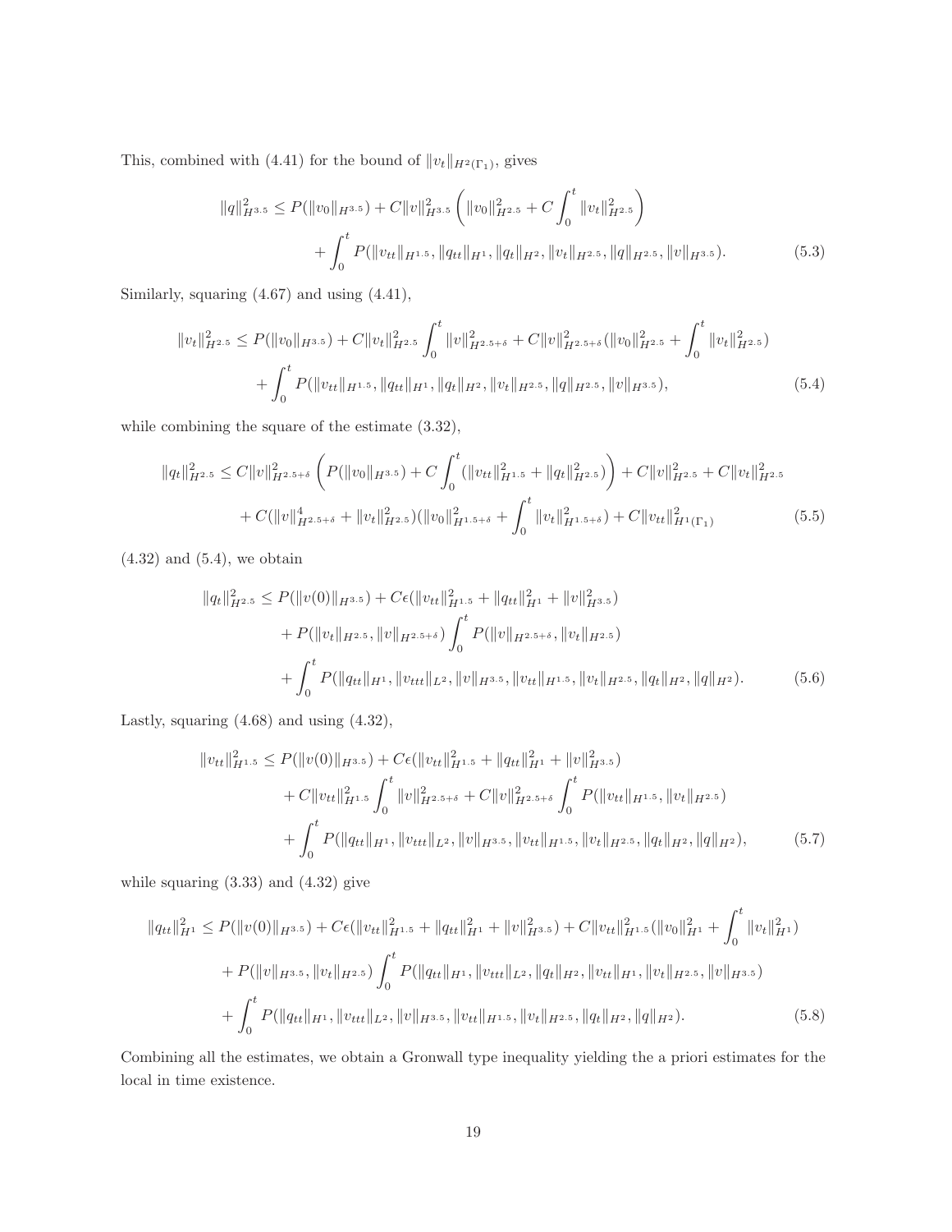This, combined with (4.41) for the bound of $\|v_t\|_{H^2(\Gamma_1)}$, gives

$$
\begin{aligned}
\|q\|_{H^{3.5}}^2 \le P(\|v_0\|_{H^{3.5}}) + C\|v\|_{H^{3.5}}^2 \left( \|v_0\|_{H^{2.5}}^2 + C\int_0^t \|v_t\|_{H^{2.5}}^2 \right) \\
+ \int_0^t P(\|v_{tt}\|_{H^{1.5}}, \|q_{tt}\|_{H^1}, \|q_t\|_{H^2}, \|v_t\|_{H^{2.5}}, \|q\|_{H^{2.5}}, \|v\|_{H^{3.5}}). \qquad (5.3)
\end{aligned}
$$

Similarly, squaring (4.67) and using (4.41),

$$
\begin{aligned}
\|v_t\|_{H^{2.5}}^2 \le P(\|v_0\|_{H^{3.5}}) + C\|v_t\|_{H^{2.5}}^2 \int_0^t \|v\|_{H^{2.5+\delta}}^2 + C\|v\|_{H^{2.5+\delta}}^2 (\|v_0\|_{H^{2.5}}^2 + \int_0^t \|v_t\|_{H^{2.5}}^2) \\
+ \int_0^t P(\|v_{tt}\|_{H^{1.5}}, \|q_{tt}\|_{H^1}, \|q_t\|_{H^2}, \|v_t\|_{H^{2.5}}, \|q\|_{H^{2.5}}, \|v\|_{H^{3.5}}), \qquad (5.4)
\end{aligned}
$$

while combining the square of the estimate (3.32),

$$
\begin{aligned}
\|q_t\|_{H^{2.5}}^2 \le C\|v\|_{H^{2.5+\delta}}^2 \left( P(\|v_0\|_{H^{3.5}}) + C\int_0^t (\|v_{tt}\|_{H^{1.5}}^2 + \|q_t\|_{H^{2.5}}^2) \right) + C\|v\|_{H^{2.5}}^2 + C\|v_t\|_{H^{2.5}}^2 \\
+ C(\|v\|_{H^{2.5+\delta}}^4 + \|v_t\|_{H^{2.5}}^2)(\|v_0\|_{H^{1.5+\delta}}^2 + \int_0^t \|v_t\|_{H^{1.5+\delta}}^2) + C\|v_{tt}\|_{H^1(\Gamma_1)}^2 \qquad (5.5)
\end{aligned}
$$

(4.32) and (5.4), we obtain

$$
\begin{aligned}
\|q_t\|_{H^{2.5}}^2 \le P(\|v(0)\|_{H^{3.5}}) + C\epsilon(\|v_{tt}\|_{H^{1.5}}^2 + \|q_{tt}\|_{H^1}^2 + \|v\|_{H^{3.5}}^2) \\
+ P(\|v_t\|_{H^{2.5}}, \|v\|_{H^{2.5+\delta}}) \int_0^t P(\|v\|_{H^{2.5+\delta}}, \|v_t\|_{H^{2.5}}) \\
+ \int_0^t P(\|q_{tt}\|_{H^1}, \|v_{ttt}\|_{L^2}, \|v\|_{H^{3.5}}, \|v_{tt}\|_{H^{1.5}}, \|v_t\|_{H^{2.5}}, \|q_t\|_{H^2}, \|q\|_{H^2}). \qquad (5.6)
\end{aligned}
$$

Lastly, squaring (4.68) and using (4.32),

$$
\begin{aligned}
\|v_{tt}\|_{H^{1.5}}^2 \le P(\|v(0)\|_{H^{3.5}}) + C\epsilon(\|v_{tt}\|_{H^{1.5}}^2 + \|q_{tt}\|_{H^1}^2 + \|v\|_{H^{3.5}}^2) \\
+ C\|v_{tt}\|_{H^{1.5}}^2 \int_0^t \|v\|_{H^{2.5+\delta}}^2 + C\|v\|_{H^{2.5+\delta}}^2 \int_0^t P(\|v_{tt}\|_{H^{1.5}}, \|v_t\|_{H^{2.5}}) \\
+ \int_0^t P(\|q_{tt}\|_{H^1}, \|v_{ttt}\|_{L^2}, \|v\|_{H^{3.5}}, \|v_{tt}\|_{H^{1.5}}, \|v_t\|_{H^{2.5}}, \|q_t\|_{H^2}, \|q\|_{H^2}), \qquad (5.7)
\end{aligned}
$$

while squaring (3.33) and (4.32) give

$$
\begin{aligned}
\|q_{tt}\|_{H^1}^2 \le P(\|v(0)\|_{H^{3.5}}) + C\epsilon(\|v_{tt}\|_{H^{1.5}}^2 + \|q_{tt}\|_{H^1}^2 + \|v\|_{H^{3.5}}^2) + C\|v_{tt}\|_{H^{1.5}}^2(\|v_0\|_{H^1}^2 + \int_0^t \|v_t\|_{H^1}^2) \\
+ P(\|v\|_{H^{3.5}}, \|v_t\|_{H^{2.5}}) \int_0^t P(\|q_{tt}\|_{H^1}, \|v_{ttt}\|_{L^2}, \|q_t\|_{H^2}, \|v_{tt}\|_{H^1}, \|v_t\|_{H^{2.5}}, \|v\|_{H^{3.5}}) \\
+ \int_0^t P(\|q_{tt}\|_{H^1}, \|v_{ttt}\|_{L^2}, \|v\|_{H^{3.5}}, \|v_{tt}\|_{H^{1.5}}, \|v_t\|_{H^{2.5}}, \|q_t\|_{H^2}, \|q\|_{H^2}). \qquad (5.8)
\end{aligned}
$$

Combining all the estimates, we obtain a Gronwall type inequality yielding the a priori estimates for the local in time existence.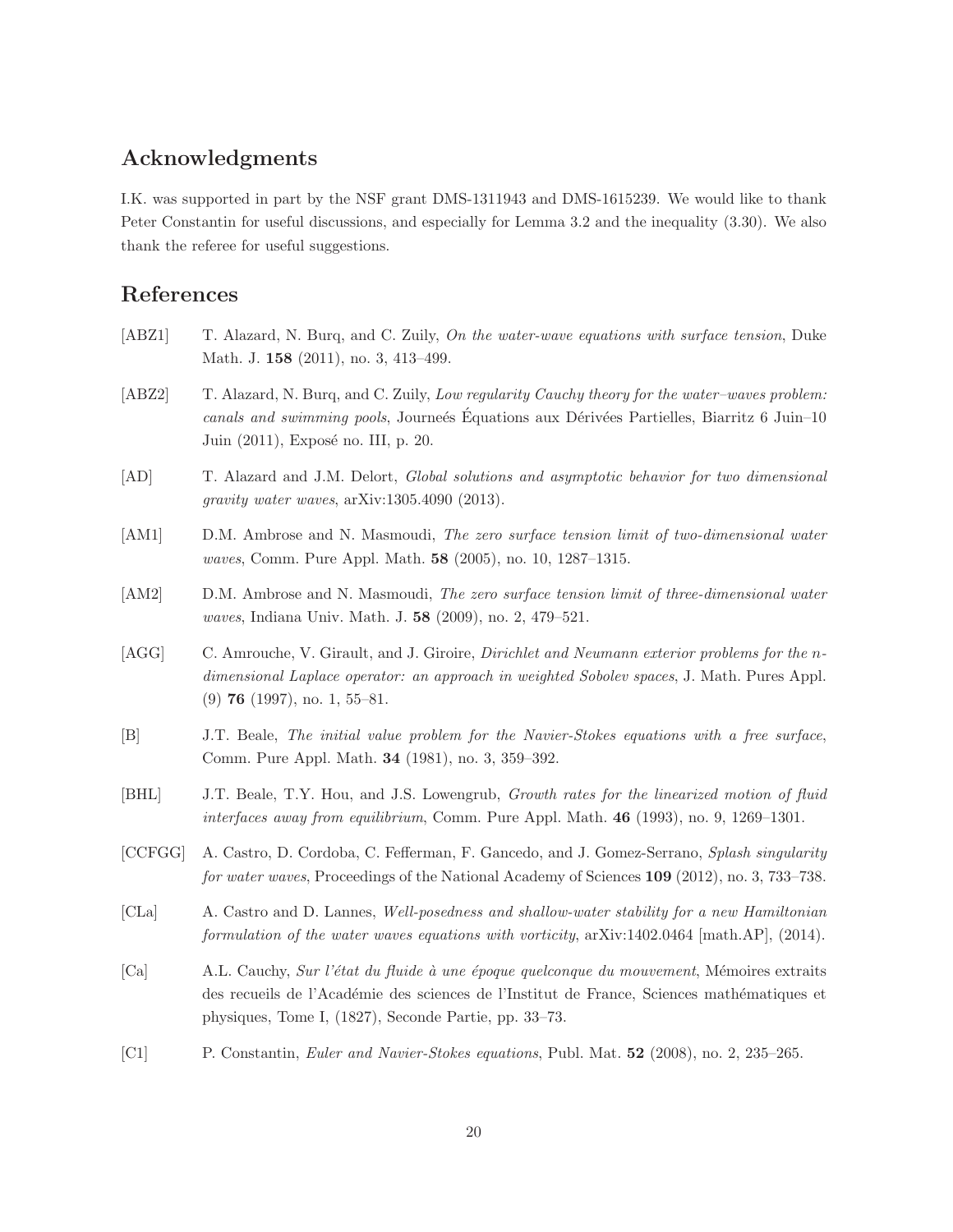## Acknowledgments

I.K. was supported in part by the NSF grant DMS-1311943 and DMS-1615239. We would like to thank Peter Constantin for useful discussions, and especially for Lemma 3.2 and the inequality (3.30). We also thank the referee for useful suggestions.

## References

[ABZ1] T. Alazard, N. Burq, and C. Zuily, *On the water-wave equations with surface tension*, Duke Math. J. **158** (2011), no. 3, 413–499.

[ABZ2] T. Alazard, N. Burq, and C. Zuily, *Low regularity Cauchy theory for the water–waves problem: canals and swimming pools*, Journeés Équations aux Dérivées Partielles, Biarritz 6 Juin–10 Juin (2011), Exposé no. III, p. 20.

[AD] T. Alazard and J.M. Delort, *Global solutions and asymptotic behavior for two dimensional gravity water waves*, arXiv:1305.4090 (2013).

[AM1] D.M. Ambrose and N. Masmoudi, *The zero surface tension limit of two-dimensional water waves*, Comm. Pure Appl. Math. **58** (2005), no. 10, 1287–1315.

[AM2] D.M. Ambrose and N. Masmoudi, *The zero surface tension limit of three-dimensional water waves*, Indiana Univ. Math. J. **58** (2009), no. 2, 479–521.

[AGG] C. Amrouche, V. Girault, and J. Giroire, *Dirichlet and Neumann exterior problems for the n-dimensional Laplace operator: an approach in weighted Sobolev spaces*, J. Math. Pures Appl. (9) **76** (1997), no. 1, 55–81.

[B] J.T. Beale, *The initial value problem for the Navier-Stokes equations with a free surface*, Comm. Pure Appl. Math. **34** (1981), no. 3, 359–392.

[BHL] J.T. Beale, T.Y. Hou, and J.S. Lowengrub, *Growth rates for the linearized motion of fluid interfaces away from equilibrium*, Comm. Pure Appl. Math. **46** (1993), no. 9, 1269–1301.

[CCFGG] A. Castro, D. Cordoba, C. Fefferman, F. Gancedo, and J. Gomez-Serrano, *Splash singularity for water waves*, Proceedings of the National Academy of Sciences **109** (2012), no. 3, 733–738.

[CLa] A. Castro and D. Lannes, *Well-posedness and shallow-water stability for a new Hamiltonian formulation of the water waves equations with vorticity*, arXiv:1402.0464 [math.AP], (2014).

[Ca] A.L. Cauchy, *Sur l'état du fluide à une époque quelconque du mouvement*, Mémoires extraits des recueils de l'Académie des sciences de l'Institut de France, Sciences mathématiques et physiques, Tome I, (1827), Seconde Partie, pp. 33–73.

[C1] P. Constantin, *Euler and Navier-Stokes equations*, Publ. Mat. **52** (2008), no. 2, 235–265.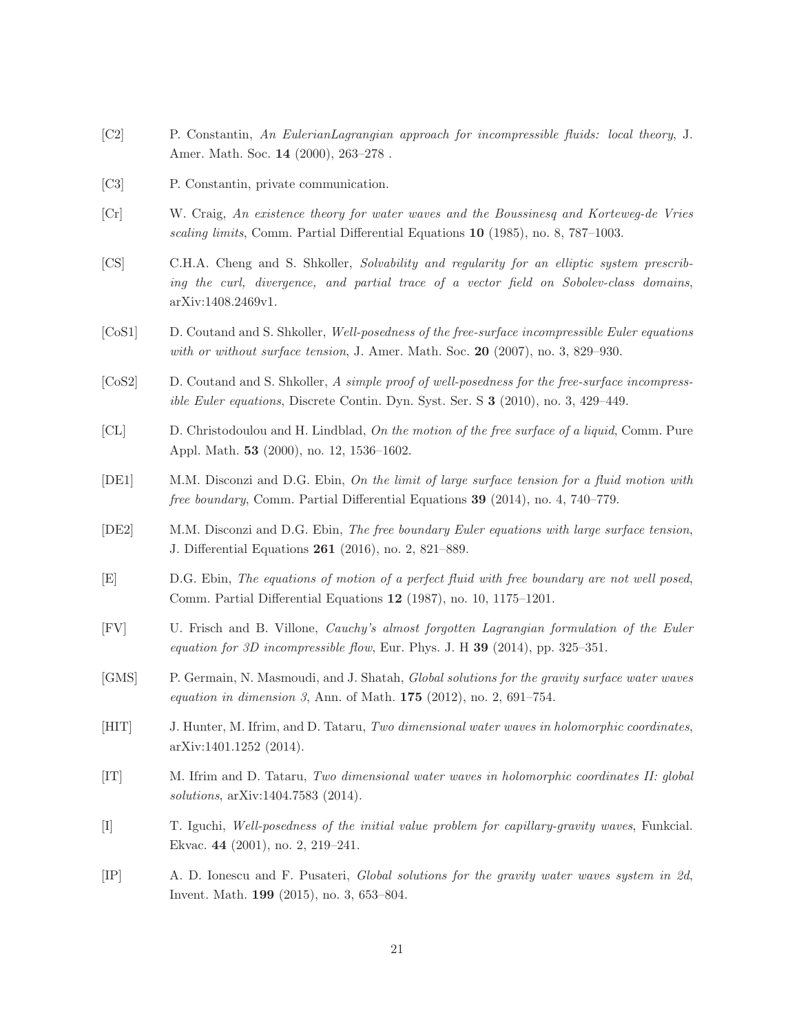[C2] P. Constantin, *An EulerianLagrangian approach for incompressible fluids: local theory*, J. Amer. Math. Soc. **14** (2000), 263–278 .

[C3] P. Constantin, private communication.

[Cr] W. Craig, *An existence theory for water waves and the Boussinesq and Korteweg-de Vries scaling limits*, Comm. Partial Differential Equations **10** (1985), no. 8, 787–1003.

[CS] C.H.A. Cheng and S. Shkoller, *Solvability and regularity for an elliptic system prescribing the curl, divergence, and partial trace of a vector field on Sobolev-class domains*, arXiv:1408.2469v1.

[CoS1] D. Coutand and S. Shkoller, *Well-posedness of the free-surface incompressible Euler equations with or without surface tension*, J. Amer. Math. Soc. **20** (2007), no. 3, 829–930.

[CoS2] D. Coutand and S. Shkoller, *A simple proof of well-posedness for the free-surface incompressible Euler equations*, Discrete Contin. Dyn. Syst. Ser. S **3** (2010), no. 3, 429–449.

[CL] D. Christodoulou and H. Lindblad, *On the motion of the free surface of a liquid*, Comm. Pure Appl. Math. **53** (2000), no. 12, 1536–1602.

[DE1] M.M. Disconzi and D.G. Ebin, *On the limit of large surface tension for a fluid motion with free boundary*, Comm. Partial Differential Equations **39** (2014), no. 4, 740–779.

[DE2] M.M. Disconzi and D.G. Ebin, *The free boundary Euler equations with large surface tension*, J. Differential Equations **261** (2016), no. 2, 821–889.

[E] D.G. Ebin, *The equations of motion of a perfect fluid with free boundary are not well posed*, Comm. Partial Differential Equations **12** (1987), no. 10, 1175–1201.

[FV] U. Frisch and B. Villone, *Cauchy's almost forgotten Lagrangian formulation of the Euler equation for 3D incompressible flow*, Eur. Phys. J. H **39** (2014), pp. 325–351.

[GMS] P. Germain, N. Masmoudi, and J. Shatah, *Global solutions for the gravity surface water waves equation in dimension 3*, Ann. of Math. **175** (2012), no. 2, 691–754.

[HIT] J. Hunter, M. Ifrim, and D. Tataru, *Two dimensional water waves in holomorphic coordinates*, arXiv:1401.1252 (2014).

[IT] M. Ifrim and D. Tataru, *Two dimensional water waves in holomorphic coordinates II: global solutions*, arXiv:1404.7583 (2014).

[I] T. Iguchi, *Well-posedness of the initial value problem for capillary-gravity waves*, Funkcial. Ekvac. **44** (2001), no. 2, 219–241.

[IP] A. D. Ionescu and F. Pusateri, *Global solutions for the gravity water waves system in 2d*, Invent. Math. **199** (2015), no. 3, 653–804.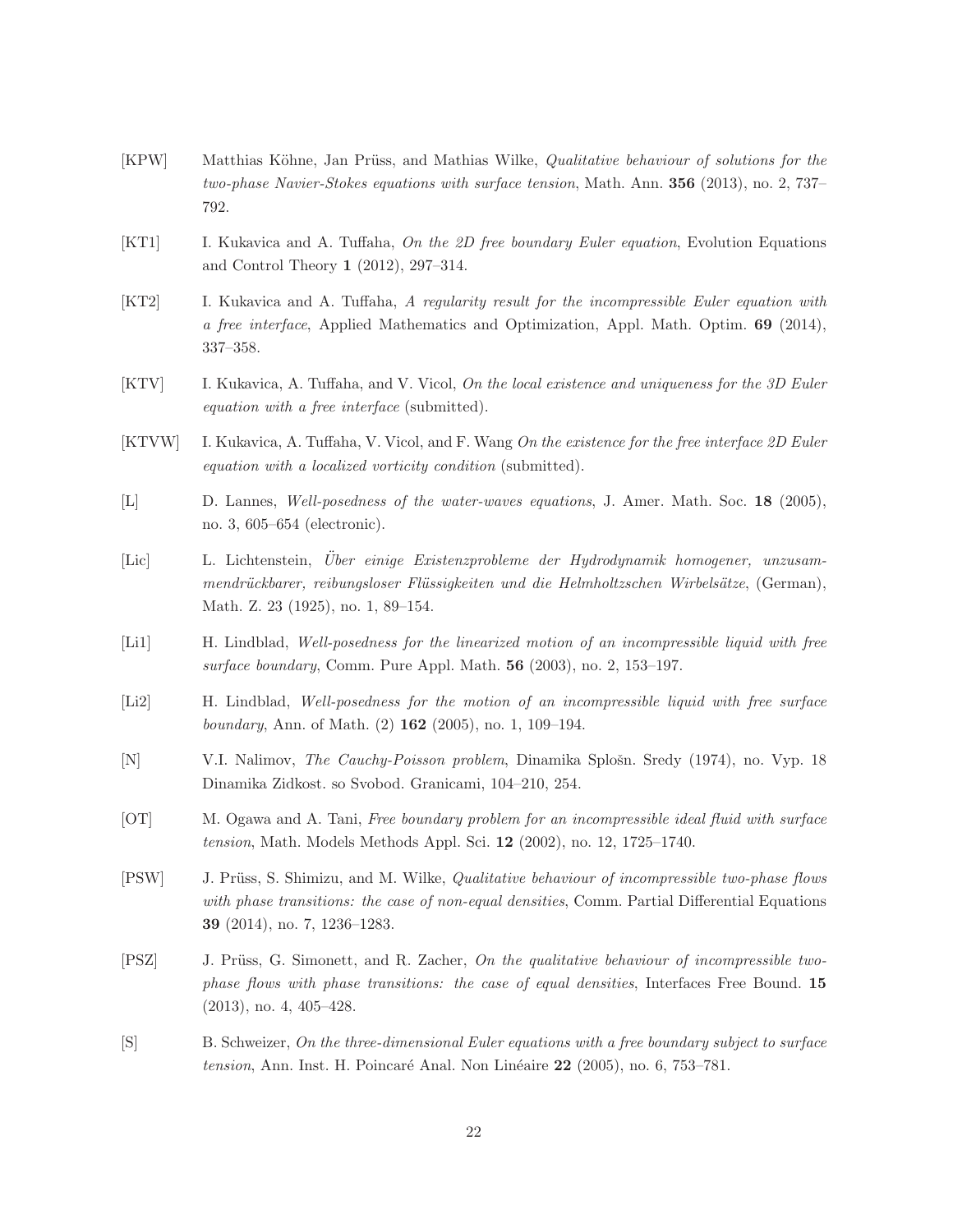[KPW] Matthias Köhne, Jan Prüss, and Mathias Wilke, *Qualitative behaviour of solutions for the two-phase Navier-Stokes equations with surface tension*, Math. Ann. **356** (2013), no. 2, 737–792.

[KT1] I. Kukavica and A. Tuffaha, *On the 2D free boundary Euler equation*, Evolution Equations and Control Theory **1** (2012), 297–314.

[KT2] I. Kukavica and A. Tuffaha, *A regularity result for the incompressible Euler equation with a free interface*, Applied Mathematics and Optimization, Appl. Math. Optim. **69** (2014), 337–358.

[KTV] I. Kukavica, A. Tuffaha, and V. Vicol, *On the local existence and uniqueness for the 3D Euler equation with a free interface* (submitted).

[KTVW] I. Kukavica, A. Tuffaha, V. Vicol, and F. Wang *On the existence for the free interface 2D Euler equation with a localized vorticity condition* (submitted).

[L] D. Lannes, *Well-posedness of the water-waves equations*, J. Amer. Math. Soc. **18** (2005), no. 3, 605–654 (electronic).

[Lic] L. Lichtenstein, *Über einige Existenzprobleme der Hydrodynamik homogener, unzusammendrückbarer, reibungsloser Flüssigkeiten und die Helmholtzschen Wirbelsätze*, (German), Math. Z. 23 (1925), no. 1, 89–154.

[Li1] H. Lindblad, *Well-posedness for the linearized motion of an incompressible liquid with free surface boundary*, Comm. Pure Appl. Math. **56** (2003), no. 2, 153–197.

[Li2] H. Lindblad, *Well-posedness for the motion of an incompressible liquid with free surface boundary*, Ann. of Math. (2) **162** (2005), no. 1, 109–194.

[N] V.I. Nalimov, *The Cauchy-Poisson problem*, Dinamika Splošn. Sredy (1974), no. Vyp. 18 Dinamika Zidkost. so Svobod. Granicami, 104–210, 254.

[OT] M. Ogawa and A. Tani, *Free boundary problem for an incompressible ideal fluid with surface tension*, Math. Models Methods Appl. Sci. **12** (2002), no. 12, 1725–1740.

[PSW] J. Prüss, S. Shimizu, and M. Wilke, *Qualitative behaviour of incompressible two-phase flows with phase transitions: the case of non-equal densities*, Comm. Partial Differential Equations **39** (2014), no. 7, 1236–1283.

[PSZ] J. Prüss, G. Simonett, and R. Zacher, *On the qualitative behaviour of incompressible two-phase flows with phase transitions: the case of equal densities*, Interfaces Free Bound. **15** (2013), no. 4, 405–428.

[S] B. Schweizer, *On the three-dimensional Euler equations with a free boundary subject to surface tension*, Ann. Inst. H. Poincaré Anal. Non Linéaire **22** (2005), no. 6, 753–781.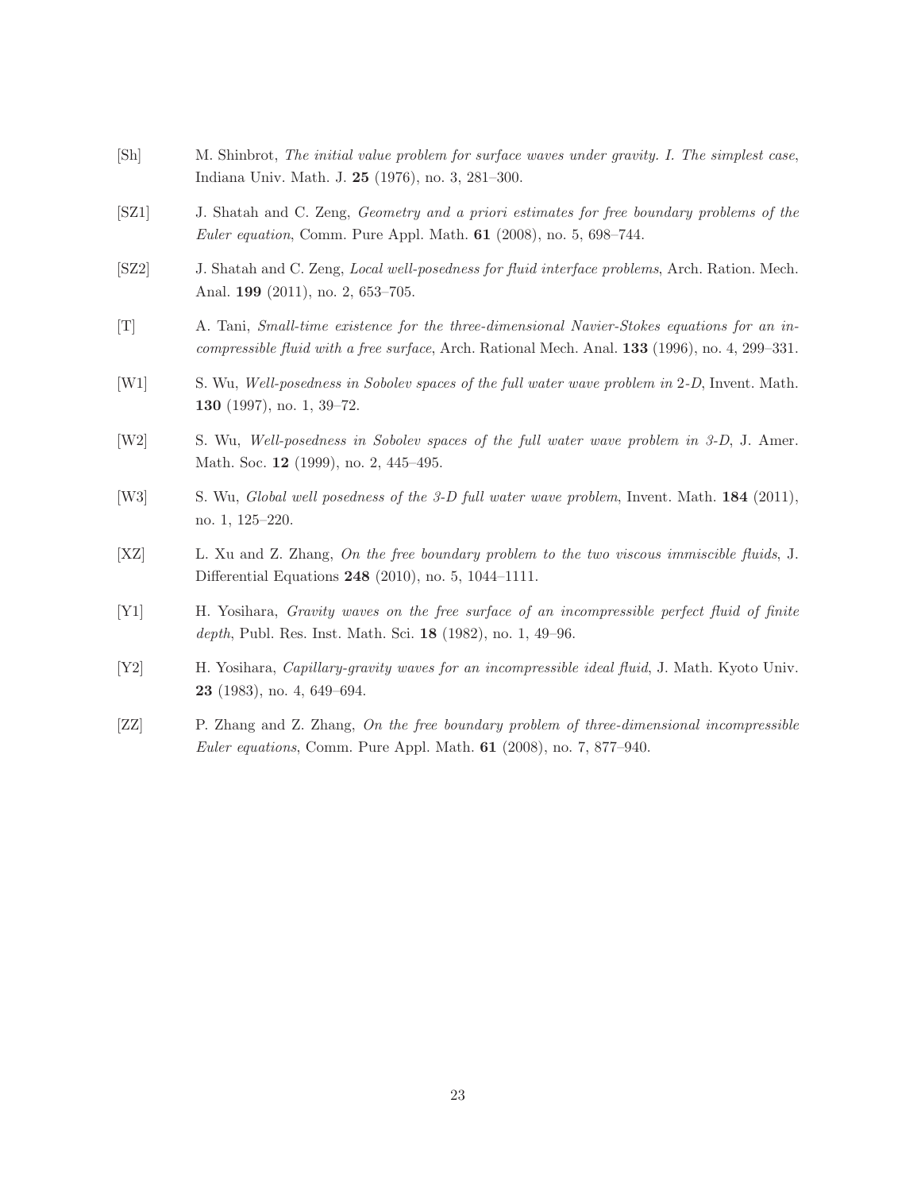[Sh] M. Shinbrot, *The initial value problem for surface waves under gravity. I. The simplest case*, Indiana Univ. Math. J. **25** (1976), no. 3, 281–300.

[SZ1] J. Shatah and C. Zeng, *Geometry and a priori estimates for free boundary problems of the Euler equation*, Comm. Pure Appl. Math. **61** (2008), no. 5, 698–744.

[SZ2] J. Shatah and C. Zeng, *Local well-posedness for fluid interface problems*, Arch. Ration. Mech. Anal. **199** (2011), no. 2, 653–705.

[T] A. Tani, *Small-time existence for the three-dimensional Navier-Stokes equations for an incompressible fluid with a free surface*, Arch. Rational Mech. Anal. **133** (1996), no. 4, 299–331.

[W1] S. Wu, *Well-posedness in Sobolev spaces of the full water wave problem in* 2*-D*, Invent. Math. **130** (1997), no. 1, 39–72.

[W2] S. Wu, *Well-posedness in Sobolev spaces of the full water wave problem in 3-D*, J. Amer. Math. Soc. **12** (1999), no. 2, 445–495.

[W3] S. Wu, *Global well posedness of the 3-D full water wave problem*, Invent. Math. **184** (2011), no. 1, 125–220.

[XZ] L. Xu and Z. Zhang, *On the free boundary problem to the two viscous immiscible fluids*, J. Differential Equations **248** (2010), no. 5, 1044–1111.

[Y1] H. Yosihara, *Gravity waves on the free surface of an incompressible perfect fluid of finite depth*, Publ. Res. Inst. Math. Sci. **18** (1982), no. 1, 49–96.

[Y2] H. Yosihara, *Capillary-gravity waves for an incompressible ideal fluid*, J. Math. Kyoto Univ. **23** (1983), no. 4, 649–694.

[ZZ] P. Zhang and Z. Zhang, *On the free boundary problem of three-dimensional incompressible Euler equations*, Comm. Pure Appl. Math. **61** (2008), no. 7, 877–940.